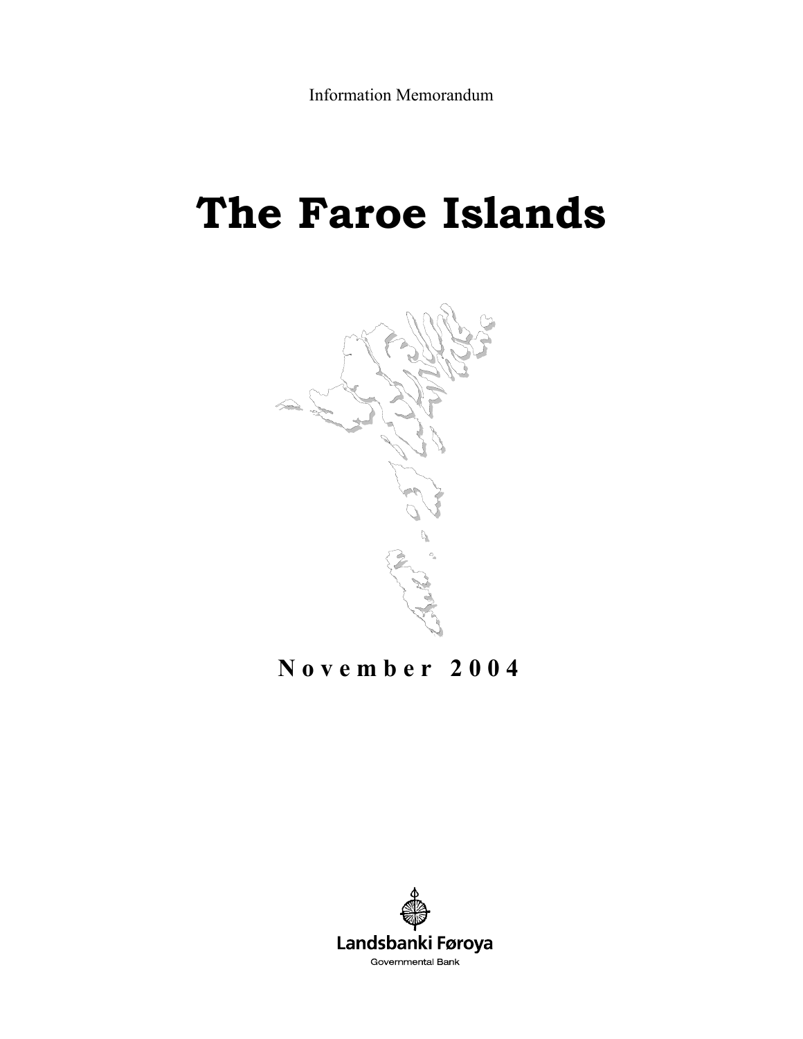Information Memorandum

# The Faroe Islands

**November 2004**

Landsbanki Føroya

Governmental Bank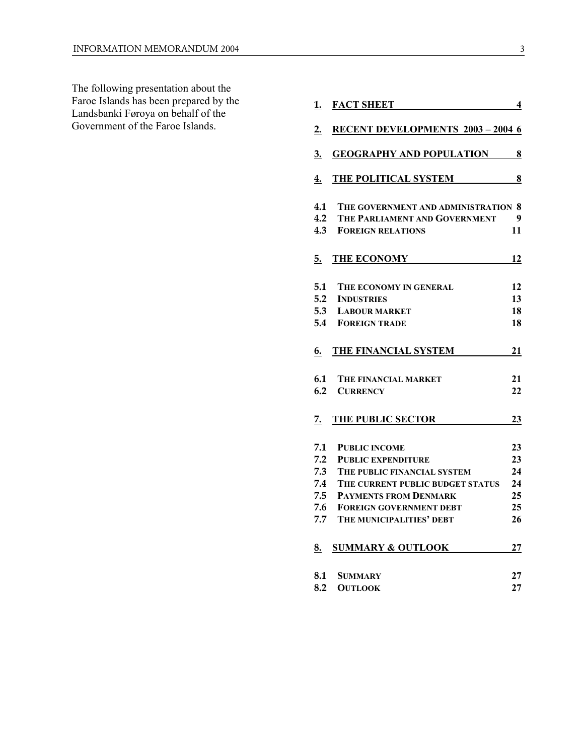The following presentation about the Faroe Islands has been prepared by the Landsbanki Føroya on behalf of the Government of the Faroe Islands.

| | | |
|---|---|---|
| **1.** | **FACT SHEET** | **4** |
| **2.** | **RECENT DEVELOPMENTS 2003 – 2004** | **6** |
| **3.** | **GEOGRAPHY AND POPULATION** | **8** |
| **4.** | **THE POLITICAL SYSTEM** | **8** |
| **4.1** | **THE GOVERNMENT AND ADMINISTRATION** | **8** |
| **4.2** | **THE PARLIAMENT AND GOVERNMENT** | **9** |
| **4.3** | **FOREIGN RELATIONS** | **11** |
| **5.** | **THE ECONOMY** | **12** |
| **5.1** | **THE ECONOMY IN GENERAL** | **12** |
| **5.2** | **INDUSTRIES** | **13** |
| **5.3** | **LABOUR MARKET** | **18** |
| **5.4** | **FOREIGN TRADE** | **18** |
| **6.** | **THE FINANCIAL SYSTEM** | **21** |
| **6.1** | **THE FINANCIAL MARKET** | **21** |
| **6.2** | **CURRENCY** | **22** |
| **7.** | **THE PUBLIC SECTOR** | **23** |
| **7.1** | **PUBLIC INCOME** | **23** |
| **7.2** | **PUBLIC EXPENDITURE** | **23** |
| **7.3** | **THE PUBLIC FINANCIAL SYSTEM** | **24** |
| **7.4** | **THE CURRENT PUBLIC BUDGET STATUS** | **24** |
| **7.5** | **PAYMENTS FROM DENMARK** | **25** |
| **7.6** | **FOREIGN GOVERNMENT DEBT** | **25** |
| **7.7** | **THE MUNICIPALITIES' DEBT** | **26** |
| **8.** | **SUMMARY & OUTLOOK** | **27** |
| **8.1** | **SUMMARY** | **27** |
| **8.2** | **OUTLOOK** | **27** |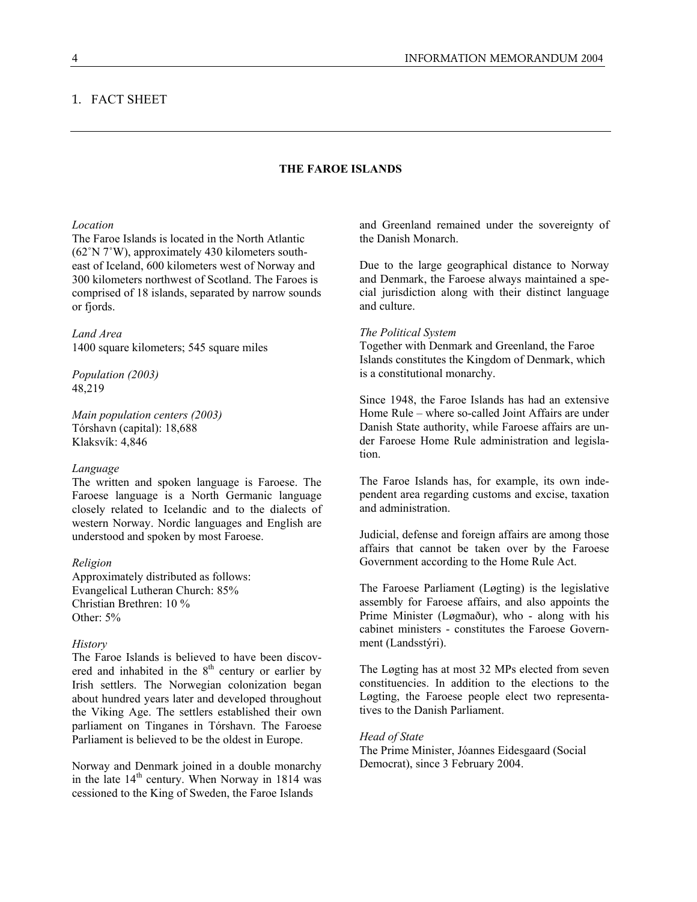# 1. FACT SHEET

## THE FAROE ISLANDS

*Location*
The Faroe Islands is located in the North Atlantic (62˚N 7˚W), approximately 430 kilometers southeast of Iceland, 600 kilometers west of Norway and 300 kilometers northwest of Scotland. The Faroes is comprised of 18 islands, separated by narrow sounds or fjords.

*Land Area*
1400 square kilometers; 545 square miles

*Population (2003)*
48,219

*Main population centers (2003)*
Tórshavn (capital): 18,688
Klaksvík: 4,846

*Language*
The written and spoken language is Faroese. The Faroese language is a North Germanic language closely related to Icelandic and to the dialects of western Norway. Nordic languages and English are understood and spoken by most Faroese.

*Religion*
Approximately distributed as follows:
Evangelical Lutheran Church: 85%
Christian Brethren: 10 %
Other: 5%

*History*
The Faroe Islands is believed to have been discovered and inhabited in the 8th century or earlier by Irish settlers. The Norwegian colonization began about hundred years later and developed throughout the Viking Age. The settlers established their own parliament on Tinganes in Tórshavn. The Faroese Parliament is believed to be the oldest in Europe.

Norway and Denmark joined in a double monarchy in the late 14th century. When Norway in 1814 was cessioned to the King of Sweden, the Faroe Islands and Greenland remained under the sovereignty of the Danish Monarch.

Due to the large geographical distance to Norway and Denmark, the Faroese always maintained a special jurisdiction along with their distinct language and culture.

*The Political System*
Together with Denmark and Greenland, the Faroe Islands constitutes the Kingdom of Denmark, which is a constitutional monarchy.

Since 1948, the Faroe Islands has had an extensive Home Rule – where so-called Joint Affairs are under Danish State authority, while Faroese affairs are under Faroese Home Rule administration and legislation.

The Faroe Islands has, for example, its own independent area regarding customs and excise, taxation and administration.

Judicial, defense and foreign affairs are among those affairs that cannot be taken over by the Faroese Government according to the Home Rule Act.

The Faroese Parliament (Løgting) is the legislative assembly for Faroese affairs, and also appoints the Prime Minister (Løgmaður), who - along with his cabinet ministers - constitutes the Faroese Government (Landsstýri).

The Løgting has at most 32 MPs elected from seven constituencies. In addition to the elections to the Løgting, the Faroese people elect two representatives to the Danish Parliament.

*Head of State*
The Prime Minister, Jóannes Eidesgaard (Social Democrat), since 3 February 2004.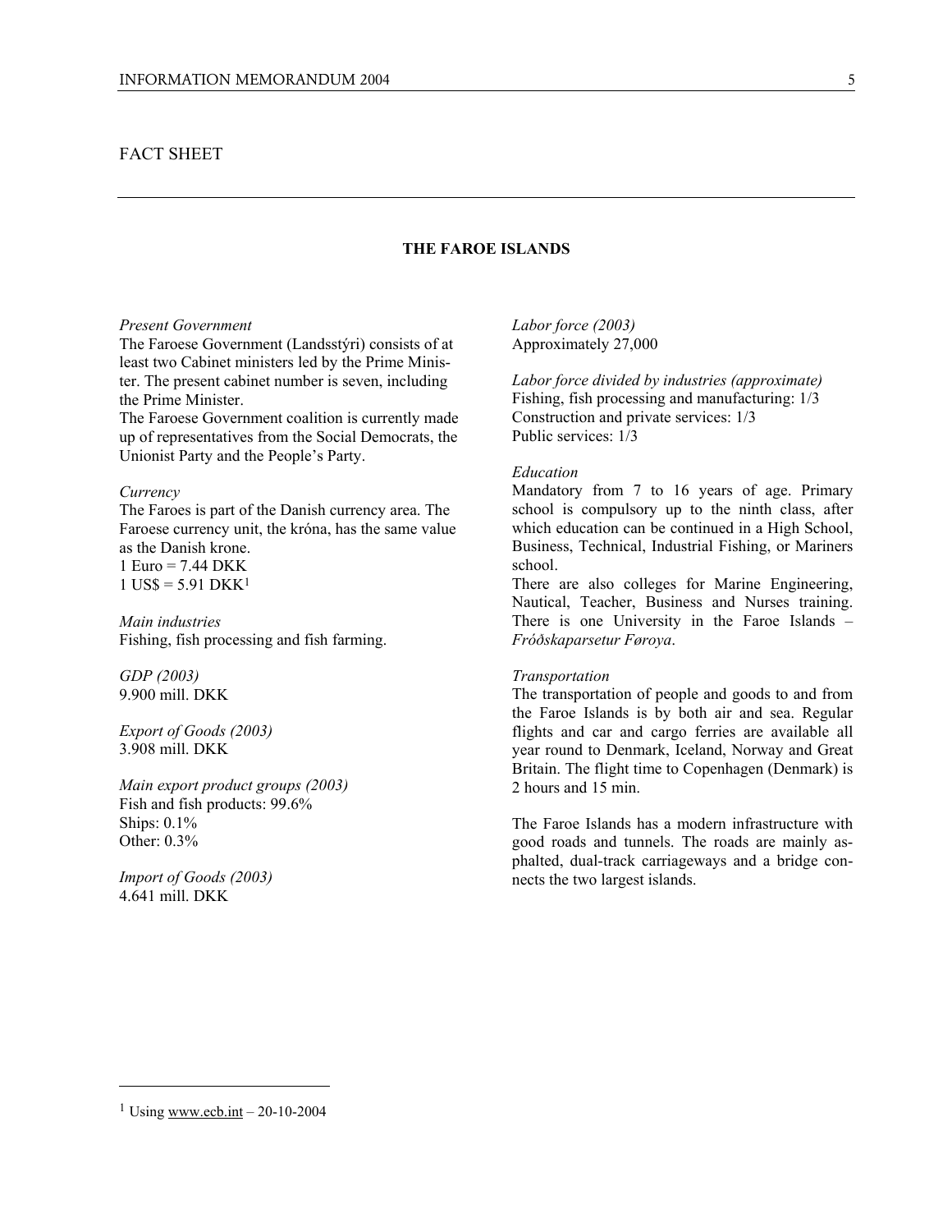# FACT SHEET

## THE FAROE ISLANDS

*Present Government*
The Faroese Government (Landsstýri) consists of at least two Cabinet ministers led by the Prime Minister. The present cabinet number is seven, including the Prime Minister.
The Faroese Government coalition is currently made up of representatives from the Social Democrats, the Unionist Party and the People's Party.

*Currency*
The Faroes is part of the Danish currency area. The Faroese currency unit, the króna, has the same value as the Danish krone.
1 Euro = 7.44 DKK
1 US$ = 5.91 DKK[1]

*Main industries*
Fishing, fish processing and fish farming.

*GDP (2003)*
9.900 mill. DKK

*Export of Goods (2003)*
3.908 mill. DKK

*Main export product groups (2003)*
Fish and fish products: 99.6%
Ships: 0.1%
Other: 0.3%

*Import of Goods (2003)*
4.641 mill. DKK

*Labor force (2003)*
Approximately 27,000

*Labor force divided by industries (approximate)*
Fishing, fish processing and manufacturing: 1/3
Construction and private services: 1/3
Public services: 1/3

*Education*
Mandatory from 7 to 16 years of age. Primary school is compulsory up to the ninth class, after which education can be continued in a High School, Business, Technical, Industrial Fishing, or Mariners school.
There are also colleges for Marine Engineering, Nautical, Teacher, Business and Nurses training. There is one University in the Faroe Islands – *Fróðskaparsetur Føroya*.

*Transportation*
The transportation of people and goods to and from the Faroe Islands is by both air and sea. Regular flights and car and cargo ferries are available all year round to Denmark, Iceland, Norway and Great Britain. The flight time to Copenhagen (Denmark) is 2 hours and 15 min.

The Faroe Islands has a modern infrastructure with good roads and tunnels. The roads are mainly asphalted, dual-track carriageways and a bridge connects the two largest islands.

[1] Using www.ecb.int – 20-10-2004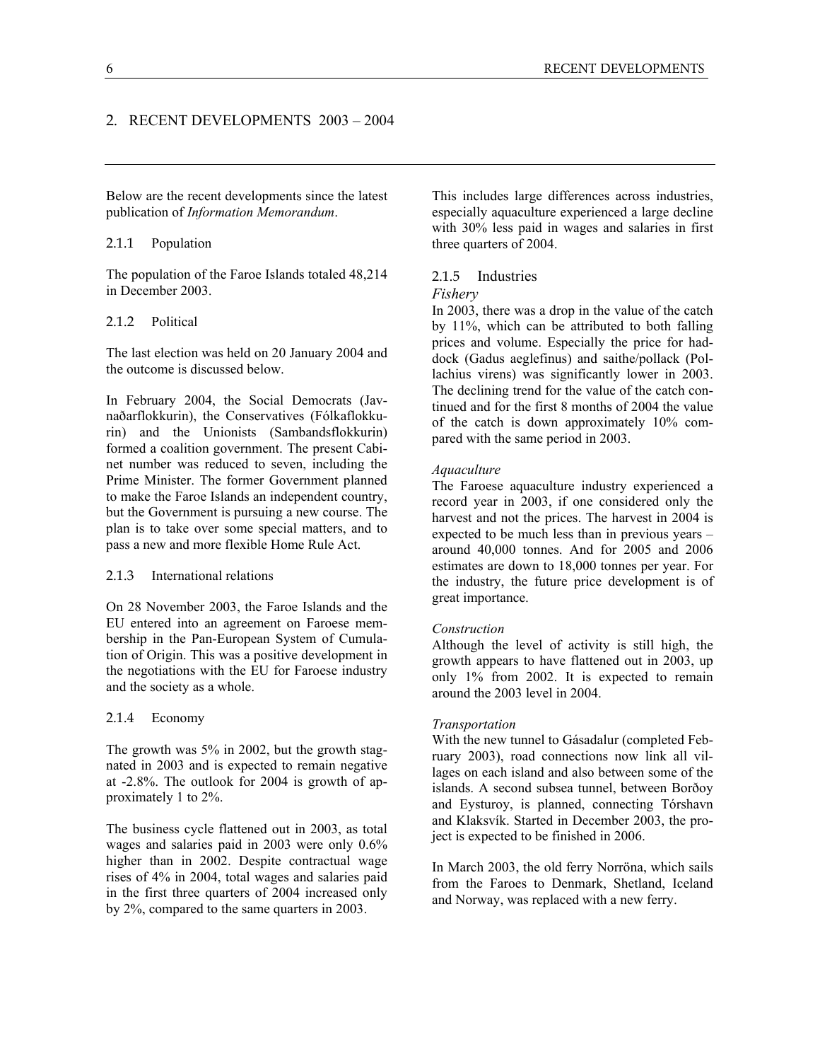## 2. RECENT DEVELOPMENTS 2003 – 2004

Below are the recent developments since the latest publication of *Information Memorandum*.

### 2.1.1 Population

The population of the Faroe Islands totaled 48,214 in December 2003.

### 2.1.2 Political

The last election was held on 20 January 2004 and the outcome is discussed below.

In February 2004, the Social Democrats (Javnaðarflokkurin), the Conservatives (Fólkaflokkurin) and the Unionists (Sambandsflokkurin) formed a coalition government. The present Cabinet number was reduced to seven, including the Prime Minister. The former Government planned to make the Faroe Islands an independent country, but the Government is pursuing a new course. The plan is to take over some special matters, and to pass a new and more flexible Home Rule Act.

### 2.1.3 International relations

On 28 November 2003, the Faroe Islands and the EU entered into an agreement on Faroese membership in the Pan-European System of Cumulation of Origin. This was a positive development in the negotiations with the EU for Faroese industry and the society as a whole.

### 2.1.4 Economy

The growth was 5% in 2002, but the growth stagnated in 2003 and is expected to remain negative at -2.8%. The outlook for 2004 is growth of approximately 1 to 2%.

The business cycle flattened out in 2003, as total wages and salaries paid in 2003 were only 0.6% higher than in 2002. Despite contractual wage rises of 4% in 2004, total wages and salaries paid in the first three quarters of 2004 increased only by 2%, compared to the same quarters in 2003. This includes large differences across industries, especially aquaculture experienced a large decline with 30% less paid in wages and salaries in first three quarters of 2004.

### 2.1.5 Industries

*Fishery*

In 2003, there was a drop in the value of the catch by 11%, which can be attributed to both falling prices and volume. Especially the price for haddock (Gadus aeglefinus) and saithe/pollack (Pollachius virens) was significantly lower in 2003. The declining trend for the value of the catch continued and for the first 8 months of 2004 the value of the catch is down approximately 10% compared with the same period in 2003.

*Aquaculture*

The Faroese aquaculture industry experienced a record year in 2003, if one considered only the harvest and not the prices. The harvest in 2004 is expected to be much less than in previous years – around 40,000 tonnes. And for 2005 and 2006 estimates are down to 18,000 tonnes per year. For the industry, the future price development is of great importance.

*Construction*

Although the level of activity is still high, the growth appears to have flattened out in 2003, up only 1% from 2002. It is expected to remain around the 2003 level in 2004.

*Transportation*

With the new tunnel to Gásadalur (completed February 2003), road connections now link all villages on each island and also between some of the islands. A second subsea tunnel, between Borðoy and Eysturoy, is planned, connecting Tórshavn and Klaksvík. Started in December 2003, the project is expected to be finished in 2006.

In March 2003, the old ferry Norröna, which sails from the Faroes to Denmark, Shetland, Iceland and Norway, was replaced with a new ferry.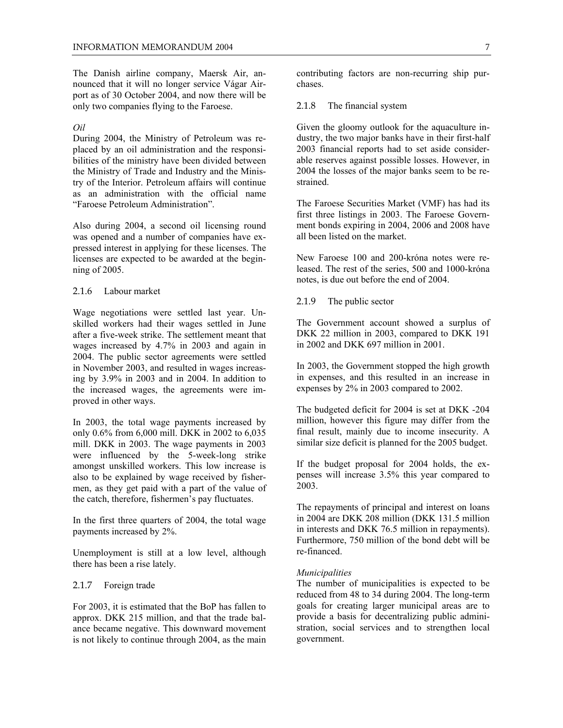The Danish airline company, Maersk Air, announced that it will no longer service Vágar Airport as of 30 October 2004, and now there will be only two companies flying to the Faroese.

*Oil*

During 2004, the Ministry of Petroleum was replaced by an oil administration and the responsibilities of the ministry have been divided between the Ministry of Trade and Industry and the Ministry of the Interior. Petroleum affairs will continue as an administration with the official name "Faroese Petroleum Administration".

Also during 2004, a second oil licensing round was opened and a number of companies have expressed interest in applying for these licenses. The licenses are expected to be awarded at the beginning of 2005.

### 2.1.6 Labour market

Wage negotiations were settled last year. Unskilled workers had their wages settled in June after a five-week strike. The settlement meant that wages increased by 4.7% in 2003 and again in 2004. The public sector agreements were settled in November 2003, and resulted in wages increasing by 3.9% in 2003 and in 2004. In addition to the increased wages, the agreements were improved in other ways.

In 2003, the total wage payments increased by only 0.6% from 6,000 mill. DKK in 2002 to 6,035 mill. DKK in 2003. The wage payments in 2003 were influenced by the 5-week-long strike amongst unskilled workers. This low increase is also to be explained by wage received by fishermen, as they get paid with a part of the value of the catch, therefore, fishermen's pay fluctuates.

In the first three quarters of 2004, the total wage payments increased by 2%.

Unemployment is still at a low level, although there has been a rise lately.

### 2.1.7 Foreign trade

For 2003, it is estimated that the BoP has fallen to approx. DKK 215 million, and that the trade balance became negative. This downward movement is not likely to continue through 2004, as the main contributing factors are non-recurring ship purchases.

### 2.1.8 The financial system

Given the gloomy outlook for the aquaculture industry, the two major banks have in their first-half 2003 financial reports had to set aside considerable reserves against possible losses. However, in 2004 the losses of the major banks seem to be restrained.

The Faroese Securities Market (VMF) has had its first three listings in 2003. The Faroese Government bonds expiring in 2004, 2006 and 2008 have all been listed on the market.

New Faroese 100 and 200-króna notes were released. The rest of the series, 500 and 1000-króna notes, is due out before the end of 2004.

### 2.1.9 The public sector

The Government account showed a surplus of DKK 22 million in 2003, compared to DKK 191 in 2002 and DKK 697 million in 2001.

In 2003, the Government stopped the high growth in expenses, and this resulted in an increase in expenses by 2% in 2003 compared to 2002.

The budgeted deficit for 2004 is set at DKK -204 million, however this figure may differ from the final result, mainly due to income insecurity. A similar size deficit is planned for the 2005 budget.

If the budget proposal for 2004 holds, the expenses will increase 3.5% this year compared to 2003.

The repayments of principal and interest on loans in 2004 are DKK 208 million (DKK 131.5 million in interests and DKK 76.5 million in repayments). Furthermore, 750 million of the bond debt will be re-financed.

*Municipalities*

The number of municipalities is expected to be reduced from 48 to 34 during 2004. The long-term goals for creating larger municipal areas are to provide a basis for decentralizing public administration, social services and to strengthen local government.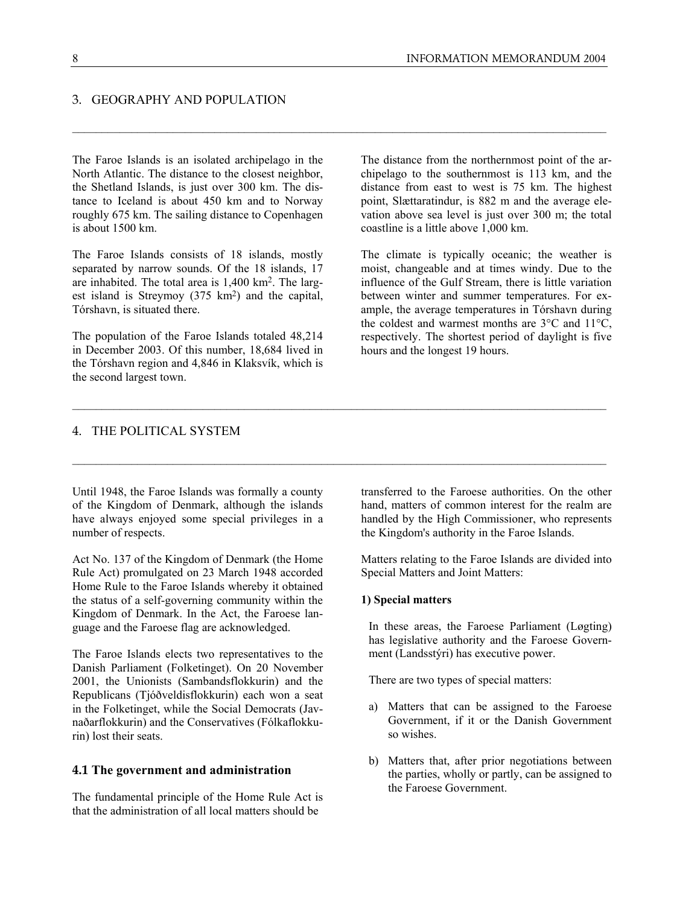## 3. GEOGRAPHY AND POPULATION

The Faroe Islands is an isolated archipelago in the North Atlantic. The distance to the closest neighbor, the Shetland Islands, is just over 300 km. The distance to Iceland is about 450 km and to Norway roughly 675 km. The sailing distance to Copenhagen is about 1500 km.

The Faroe Islands consists of 18 islands, mostly separated by narrow sounds. Of the 18 islands, 17 are inhabited. The total area is 1,400 km$^2$. The largest island is Streymoy (375 km$^2$) and the capital, Tórshavn, is situated there.

The population of the Faroe Islands totaled 48,214 in December 2003. Of this number, 18,684 lived in the Tórshavn region and 4,846 in Klaksvík, which is the second largest town.

The distance from the northernmost point of the archipelago to the southernmost is 113 km, and the distance from east to west is 75 km. The highest point, Slættaratindur, is 882 m and the average elevation above sea level is just over 300 m; the total coastline is a little above 1,000 km.

The climate is typically oceanic; the weather is moist, changeable and at times windy. Due to the influence of the Gulf Stream, there is little variation between winter and summer temperatures. For example, the average temperatures in Tórshavn during the coldest and warmest months are 3°C and 11°C, respectively. The shortest period of daylight is five hours and the longest 19 hours.

## 4. THE POLITICAL SYSTEM

Until 1948, the Faroe Islands was formally a county of the Kingdom of Denmark, although the islands have always enjoyed some special privileges in a number of respects.

Act No. 137 of the Kingdom of Denmark (the Home Rule Act) promulgated on 23 March 1948 accorded Home Rule to the Faroe Islands whereby it obtained the status of a self-governing community within the Kingdom of Denmark. In the Act, the Faroese language and the Faroese flag are acknowledged.

The Faroe Islands elects two representatives to the Danish Parliament (Folketinget). On 20 November 2001, the Unionists (Sambandsflokkurin) and the Republicans (Tjóðveldisflokkurin) each won a seat in the Folketinget, while the Social Democrats (Javnaðarflokkurin) and the Conservatives (Fólkaflokkurin) lost their seats.

### 4.1 The government and administration

The fundamental principle of the Home Rule Act is that the administration of all local matters should be transferred to the Faroese authorities. On the other hand, matters of common interest for the realm are handled by the High Commissioner, who represents the Kingdom's authority in the Faroe Islands.

Matters relating to the Faroe Islands are divided into Special Matters and Joint Matters:

**1) Special matters**

In these areas, the Faroese Parliament (Løgting) has legislative authority and the Faroese Government (Landsstýri) has executive power.

There are two types of special matters:

a) Matters that can be assigned to the Faroese Government, if it or the Danish Government so wishes.

b) Matters that, after prior negotiations between the parties, wholly or partly, can be assigned to the Faroese Government.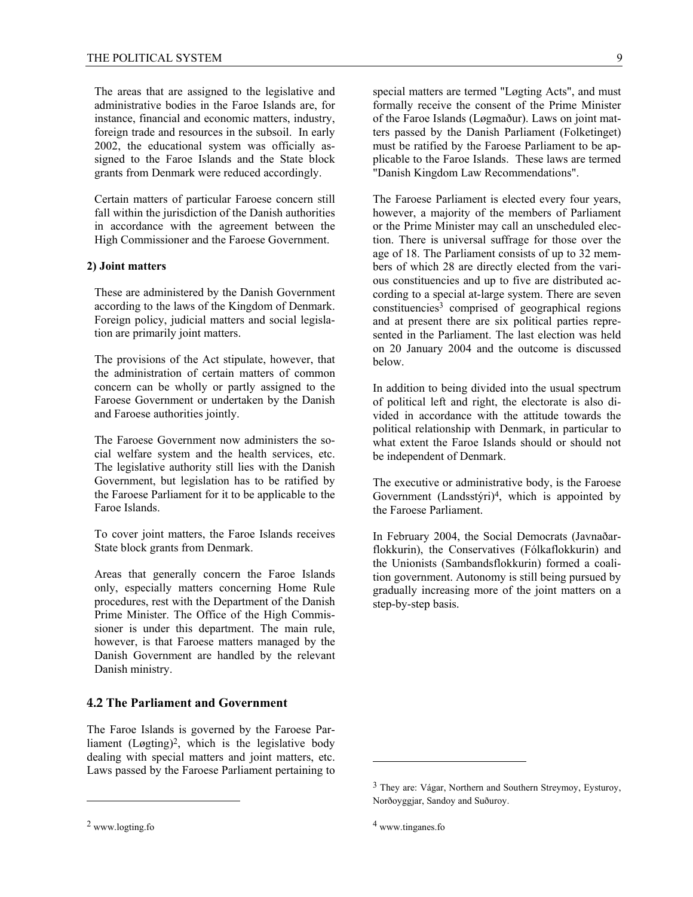The areas that are assigned to the legislative and administrative bodies in the Faroe Islands are, for instance, financial and economic matters, industry, foreign trade and resources in the subsoil. In early 2002, the educational system was officially assigned to the Faroe Islands and the State block grants from Denmark were reduced accordingly.

Certain matters of particular Faroese concern still fall within the jurisdiction of the Danish authorities in accordance with the agreement between the High Commissioner and the Faroese Government.

**2) Joint matters**

These are administered by the Danish Government according to the laws of the Kingdom of Denmark. Foreign policy, judicial matters and social legislation are primarily joint matters.

The provisions of the Act stipulate, however, that the administration of certain matters of common concern can be wholly or partly assigned to the Faroese Government or undertaken by the Danish and Faroese authorities jointly.

The Faroese Government now administers the social welfare system and the health services, etc. The legislative authority still lies with the Danish Government, but legislation has to be ratified by the Faroese Parliament for it to be applicable to the Faroe Islands.

To cover joint matters, the Faroe Islands receives State block grants from Denmark.

Areas that generally concern the Faroe Islands only, especially matters concerning Home Rule procedures, rest with the Department of the Danish Prime Minister. The Office of the High Commissioner is under this department. The main rule, however, is that Faroese matters managed by the Danish Government are handled by the relevant Danish ministry.

## 4.2 The Parliament and Government

The Faroe Islands is governed by the Faroese Parliament (Løgting)[2], which is the legislative body dealing with special matters and joint matters, etc. Laws passed by the Faroese Parliament pertaining to special matters are termed "Løgting Acts", and must formally receive the consent of the Prime Minister of the Faroe Islands (Løgmaður). Laws on joint matters passed by the Danish Parliament (Folketinget) must be ratified by the Faroese Parliament to be applicable to the Faroe Islands. These laws are termed "Danish Kingdom Law Recommendations".

The Faroese Parliament is elected every four years, however, a majority of the members of Parliament or the Prime Minister may call an unscheduled election. There is universal suffrage for those over the age of 18. The Parliament consists of up to 32 members of which 28 are directly elected from the various constituencies and up to five are distributed according to a special at-large system. There are seven constituencies[3] comprised of geographical regions and at present there are six political parties represented in the Parliament. The last election was held on 20 January 2004 and the outcome is discussed below.

In addition to being divided into the usual spectrum of political left and right, the electorate is also divided in accordance with the attitude towards the political relationship with Denmark, in particular to what extent the Faroe Islands should or should not be independent of Denmark.

The executive or administrative body, is the Faroese Government (Landsstýri)[4], which is appointed by the Faroese Parliament.

In February 2004, the Social Democrats (Javnaðarflokkurin), the Conservatives (Fólkaflokkurin) and the Unionists (Sambandsflokkurin) formed a coalition government. Autonomy is still being pursued by gradually increasing more of the joint matters on a step-by-step basis.

---

[2] www.logting.fo

[3] They are: Vágar, Northern and Southern Streymoy, Eysturoy, Norðoyggjar, Sandoy and Suðuroy.

[4] www.tinganes.fo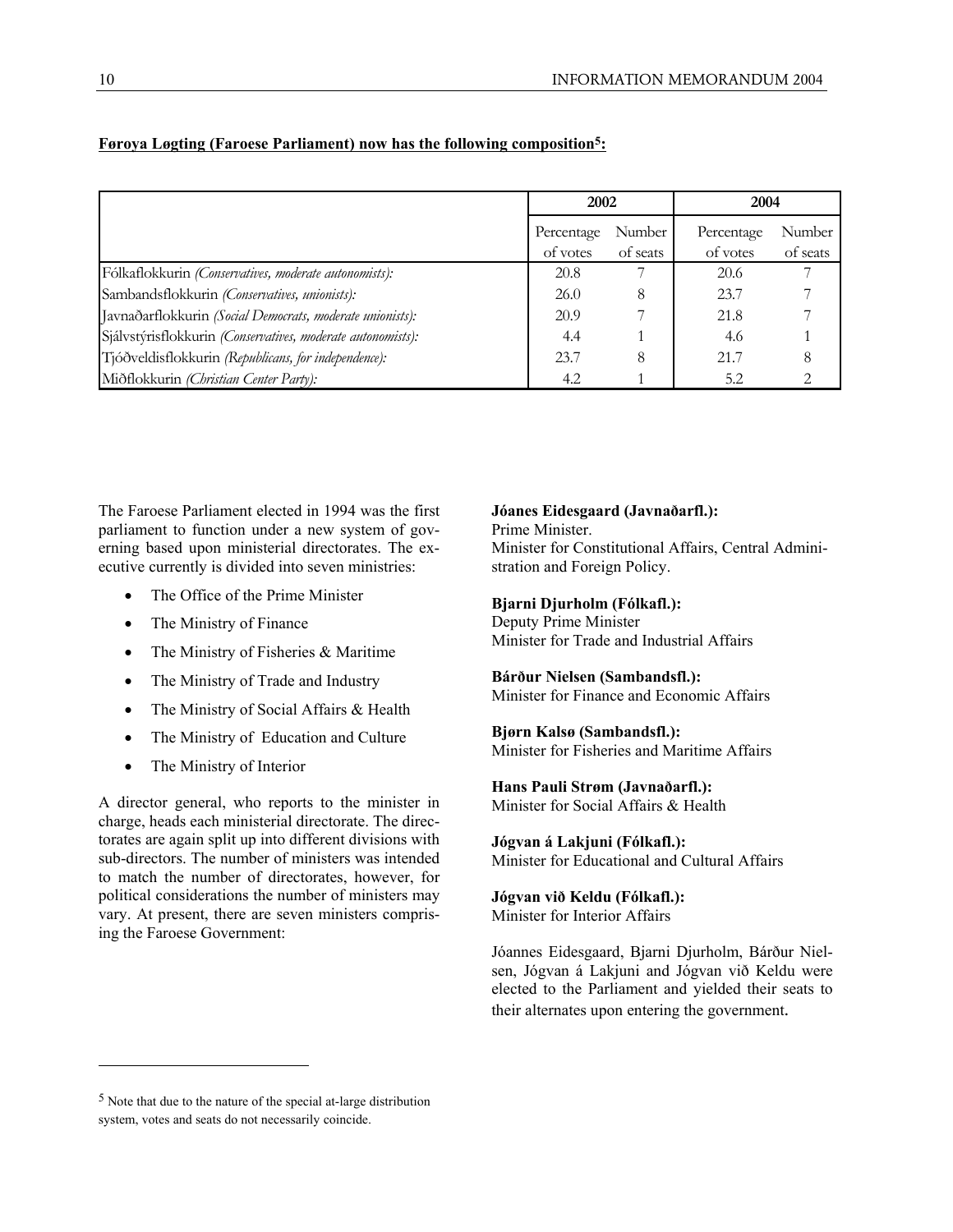**Føroya Løgting (Faroese Parliament) now has the following composition[5]:**

| | 2002 | | 2004 | |
|---|---|---|---|---|
| | Percentage of votes | Number of seats | Percentage of votes | Number of seats |
| Fólkaflokkurin *(Conservatives, moderate autonomists):* | 20.8 | 7 | 20.6 | 7 |
| Sambandsflokkurin *(Conservatives, unionists):* | 26.0 | 8 | 23.7 | 7 |
| Javnaðarflokkurin *(Social Democrats, moderate unionists):* | 20.9 | 7 | 21.8 | 7 |
| Sjálvstýrisflokkurin *(Conservatives, moderate autonomists):* | 4.4 | 1 | 4.6 | 1 |
| Tjóðveldisflokkurin *(Republicans, for independence):* | 23.7 | 8 | 21.7 | 8 |
| Miðflokkurin *(Christian Center Party):* | 4.2 | 1 | 5.2 | 2 |

The Faroese Parliament elected in 1994 was the first parliament to function under a new system of governing based upon ministerial directorates. The executive currently is divided into seven ministries:

- The Office of the Prime Minister
- The Ministry of Finance
- The Ministry of Fisheries & Maritime
- The Ministry of Trade and Industry
- The Ministry of Social Affairs & Health
- The Ministry of Education and Culture
- The Ministry of Interior

A director general, who reports to the minister in charge, heads each ministerial directorate. The directorates are again split up into different divisions with sub-directors. The number of ministers was intended to match the number of directorates, however, for political considerations the number of ministers may vary. At present, there are seven ministers comprising the Faroese Government:

**Jóanes Eidesgaard (Javnaðarfl.):**
Prime Minister.
Minister for Constitutional Affairs, Central Administration and Foreign Policy.

**Bjarni Djurholm (Fólkafl.):**
Deputy Prime Minister
Minister for Trade and Industrial Affairs

**Bárður Nielsen (Sambandsfl.):**
Minister for Finance and Economic Affairs

**Bjørn Kalsø (Sambandsfl.):**
Minister for Fisheries and Maritime Affairs

**Hans Pauli Strøm (Javnaðarfl.):**
Minister for Social Affairs & Health

**Jógvan á Lakjuni (Fólkafl.):**
Minister for Educational and Cultural Affairs

**Jógvan við Keldu (Fólkafl.):**
Minister for Interior Affairs

Jóannes Eidesgaard, Bjarni Djurholm, Bárður Nielsen, Jógvan á Lakjuni and Jógvan við Keldu were elected to the Parliament and yielded their seats to their alternates upon entering the government.

[5] Note that due to the nature of the special at-large distribution system, votes and seats do not necessarily coincide.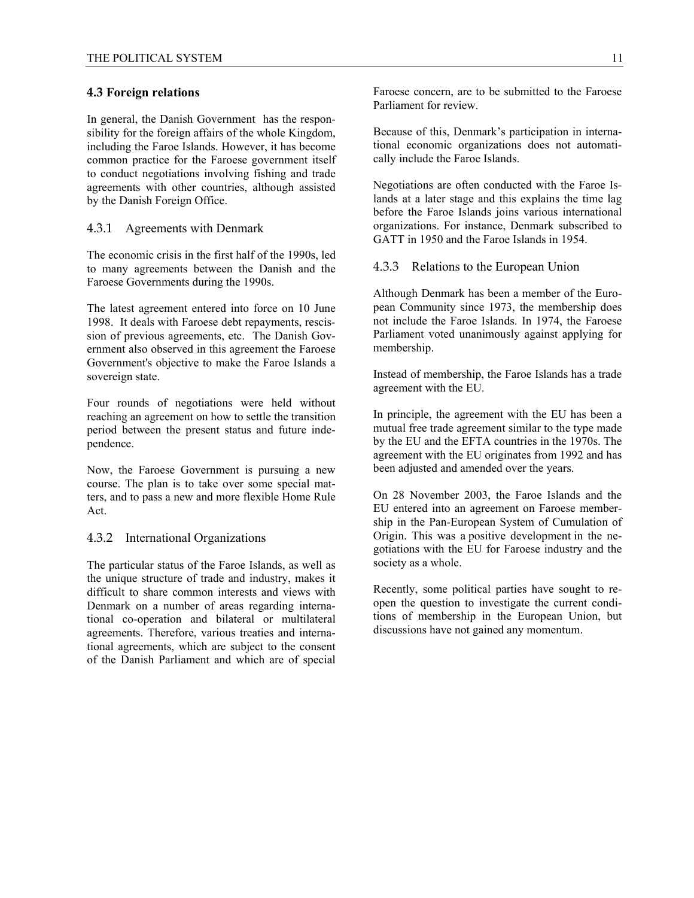## 4.3 Foreign relations

In general, the Danish Government has the responsibility for the foreign affairs of the whole Kingdom, including the Faroe Islands. However, it has become common practice for the Faroese government itself to conduct negotiations involving fishing and trade agreements with other countries, although assisted by the Danish Foreign Office.

### 4.3.1 Agreements with Denmark

The economic crisis in the first half of the 1990s, led to many agreements between the Danish and the Faroese Governments during the 1990s.

The latest agreement entered into force on 10 June 1998. It deals with Faroese debt repayments, rescission of previous agreements, etc. The Danish Government also observed in this agreement the Faroese Government's objective to make the Faroe Islands a sovereign state.

Four rounds of negotiations were held without reaching an agreement on how to settle the transition period between the present status and future independence.

Now, the Faroese Government is pursuing a new course. The plan is to take over some special matters, and to pass a new and more flexible Home Rule Act.

### 4.3.2 International Organizations

The particular status of the Faroe Islands, as well as the unique structure of trade and industry, makes it difficult to share common interests and views with Denmark on a number of areas regarding international co-operation and bilateral or multilateral agreements. Therefore, various treaties and international agreements, which are subject to the consent of the Danish Parliament and which are of special Faroese concern, are to be submitted to the Faroese Parliament for review.

Because of this, Denmark's participation in international economic organizations does not automatically include the Faroe Islands.

Negotiations are often conducted with the Faroe Islands at a later stage and this explains the time lag before the Faroe Islands joins various international organizations. For instance, Denmark subscribed to GATT in 1950 and the Faroe Islands in 1954.

### 4.3.3 Relations to the European Union

Although Denmark has been a member of the European Community since 1973, the membership does not include the Faroe Islands. In 1974, the Faroese Parliament voted unanimously against applying for membership.

Instead of membership, the Faroe Islands has a trade agreement with the EU.

In principle, the agreement with the EU has been a mutual free trade agreement similar to the type made by the EU and the EFTA countries in the 1970s. The agreement with the EU originates from 1992 and has been adjusted and amended over the years.

On 28 November 2003, the Faroe Islands and the EU entered into an agreement on Faroese membership in the Pan-European System of Cumulation of Origin. This was a positive development in the negotiations with the EU for Faroese industry and the society as a whole.

Recently, some political parties have sought to reopen the question to investigate the current conditions of membership in the European Union, but discussions have not gained any momentum.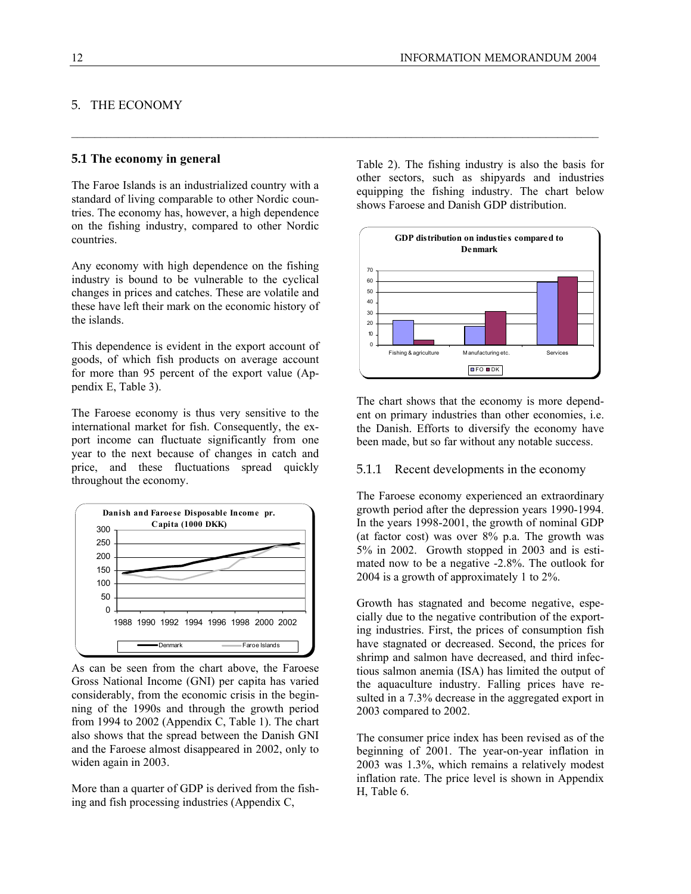## 5. THE ECONOMY

### 5.1 The economy in general

The Faroe Islands is an industrialized country with a standard of living comparable to other Nordic countries. The economy has, however, a high dependence on the fishing industry, compared to other Nordic countries.

Any economy with high dependence on the fishing industry is bound to be vulnerable to the cyclical changes in prices and catches. These are volatile and these have left their mark on the economic history of the islands.

This dependence is evident in the export account of goods, of which fish products on average account for more than 95 percent of the export value (Appendix E, Table 3).

The Faroese economy is thus very sensitive to the international market for fish. Consequently, the export income can fluctuate significantly from one year to the next because of changes in catch and price, and these fluctuations spread quickly throughout the economy.

As can be seen from the chart above, the Faroese Gross National Income (GNI) per capita has varied considerably, from the economic crisis in the beginning of the 1990s and through the growth period from 1994 to 2002 (Appendix C, Table 1). The chart also shows that the spread between the Danish GNI and the Faroese almost disappeared in 2002, only to widen again in 2003.

More than a quarter of GDP is derived from the fishing and fish processing industries (Appendix C, Table 2). The fishing industry is also the basis for other sectors, such as shipyards and industries equipping the fishing industry. The chart below shows Faroese and Danish GDP distribution.

The chart shows that the economy is more dependent on primary industries than other economies, i.e. the Danish. Efforts to diversify the economy have been made, but so far without any notable success.

#### 5.1.1 Recent developments in the economy

The Faroese economy experienced an extraordinary growth period after the depression years 1990-1994. In the years 1998-2001, the growth of nominal GDP (at factor cost) was over 8% p.a. The growth was 5% in 2002. Growth stopped in 2003 and is estimated now to be a negative -2.8%. The outlook for 2004 is a growth of approximately 1 to 2%.

Growth has stagnated and become negative, especially due to the negative contribution of the exporting industries. First, the prices of consumption fish have stagnated or decreased. Second, the prices for shrimp and salmon have decreased, and third infectious salmon anemia (ISA) has limited the output of the aquaculture industry. Falling prices have resulted in a 7.3% decrease in the aggregated export in 2003 compared to 2002.

The consumer price index has been revised as of the beginning of 2001. The year-on-year inflation in 2003 was 1.3%, which remains a relatively modest inflation rate. The price level is shown in Appendix H, Table 6.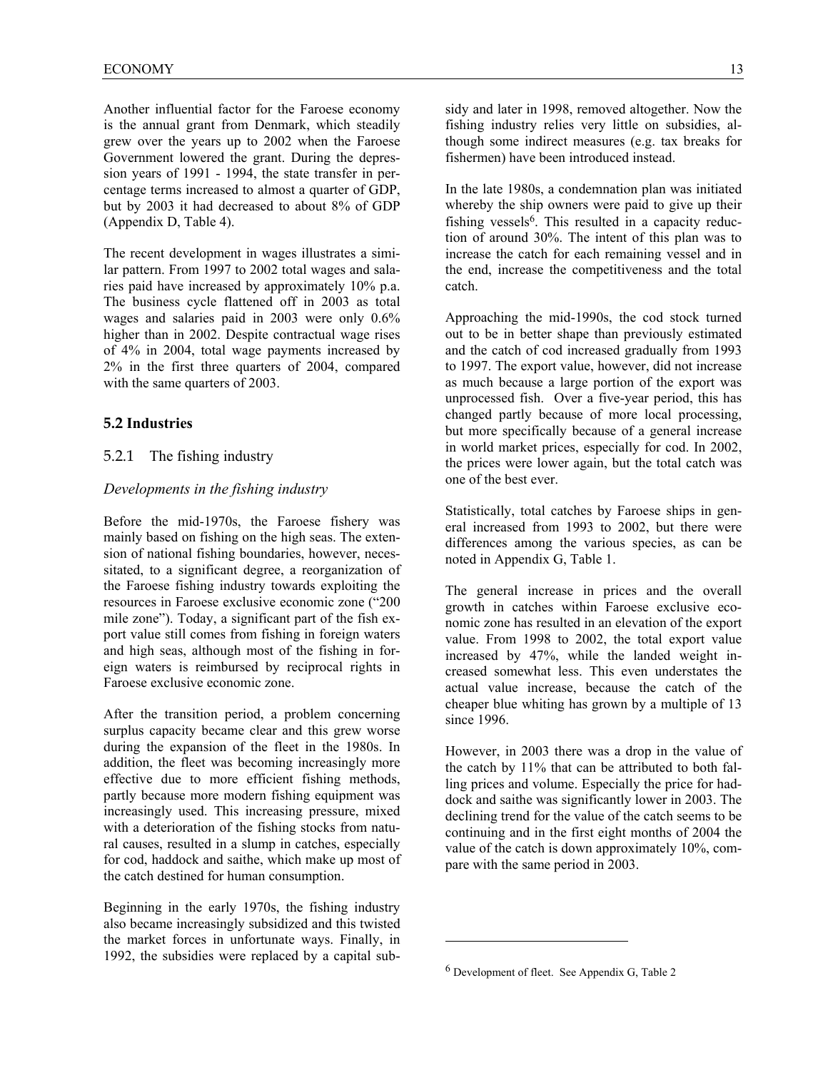Another influential factor for the Faroese economy is the annual grant from Denmark, which steadily grew over the years up to 2002 when the Faroese Government lowered the grant. During the depression years of 1991 - 1994, the state transfer in percentage terms increased to almost a quarter of GDP, but by 2003 it had decreased to about 8% of GDP (Appendix D, Table 4).

The recent development in wages illustrates a similar pattern. From 1997 to 2002 total wages and salaries paid have increased by approximately 10% p.a. The business cycle flattened off in 2003 as total wages and salaries paid in 2003 were only 0.6% higher than in 2002. Despite contractual wage rises of 4% in 2004, total wage payments increased by 2% in the first three quarters of 2004, compared with the same quarters of 2003.

## 5.2 Industries

### 5.2.1 The fishing industry

*Developments in the fishing industry*

Before the mid-1970s, the Faroese fishery was mainly based on fishing on the high seas. The extension of national fishing boundaries, however, necessitated, to a significant degree, a reorganization of the Faroese fishing industry towards exploiting the resources in Faroese exclusive economic zone ("200 mile zone"). Today, a significant part of the fish export value still comes from fishing in foreign waters and high seas, although most of the fishing in foreign waters is reimbursed by reciprocal rights in Faroese exclusive economic zone.

After the transition period, a problem concerning surplus capacity became clear and this grew worse during the expansion of the fleet in the 1980s. In addition, the fleet was becoming increasingly more effective due to more efficient fishing methods, partly because more modern fishing equipment was increasingly used. This increasing pressure, mixed with a deterioration of the fishing stocks from natural causes, resulted in a slump in catches, especially for cod, haddock and saithe, which make up most of the catch destined for human consumption.

Beginning in the early 1970s, the fishing industry also became increasingly subsidized and this twisted the market forces in unfortunate ways. Finally, in 1992, the subsidies were replaced by a capital subsidy and later in 1998, removed altogether. Now the fishing industry relies very little on subsidies, although some indirect measures (e.g. tax breaks for fishermen) have been introduced instead.

In the late 1980s, a condemnation plan was initiated whereby the ship owners were paid to give up their fishing vessels[6]. This resulted in a capacity reduction of around 30%. The intent of this plan was to increase the catch for each remaining vessel and in the end, increase the competitiveness and the total catch.

Approaching the mid-1990s, the cod stock turned out to be in better shape than previously estimated and the catch of cod increased gradually from 1993 to 1997. The export value, however, did not increase as much because a large portion of the export was unprocessed fish. Over a five-year period, this has changed partly because of more local processing, but more specifically because of a general increase in world market prices, especially for cod. In 2002, the prices were lower again, but the total catch was one of the best ever.

Statistically, total catches by Faroese ships in general increased from 1993 to 2002, but there were differences among the various species, as can be noted in Appendix G, Table 1.

The general increase in prices and the overall growth in catches within Faroese exclusive economic zone has resulted in an elevation of the export value. From 1998 to 2002, the total export value increased by 47%, while the landed weight increased somewhat less. This even understates the actual value increase, because the catch of the cheaper blue whiting has grown by a multiple of 13 since 1996.

However, in 2003 there was a drop in the value of the catch by 11% that can be attributed to both falling prices and volume. Especially the price for haddock and saithe was significantly lower in 2003. The declining trend for the value of the catch seems to be continuing and in the first eight months of 2004 the value of the catch is down approximately 10%, compare with the same period in 2003.

---

[6] Development of fleet. See Appendix G, Table 2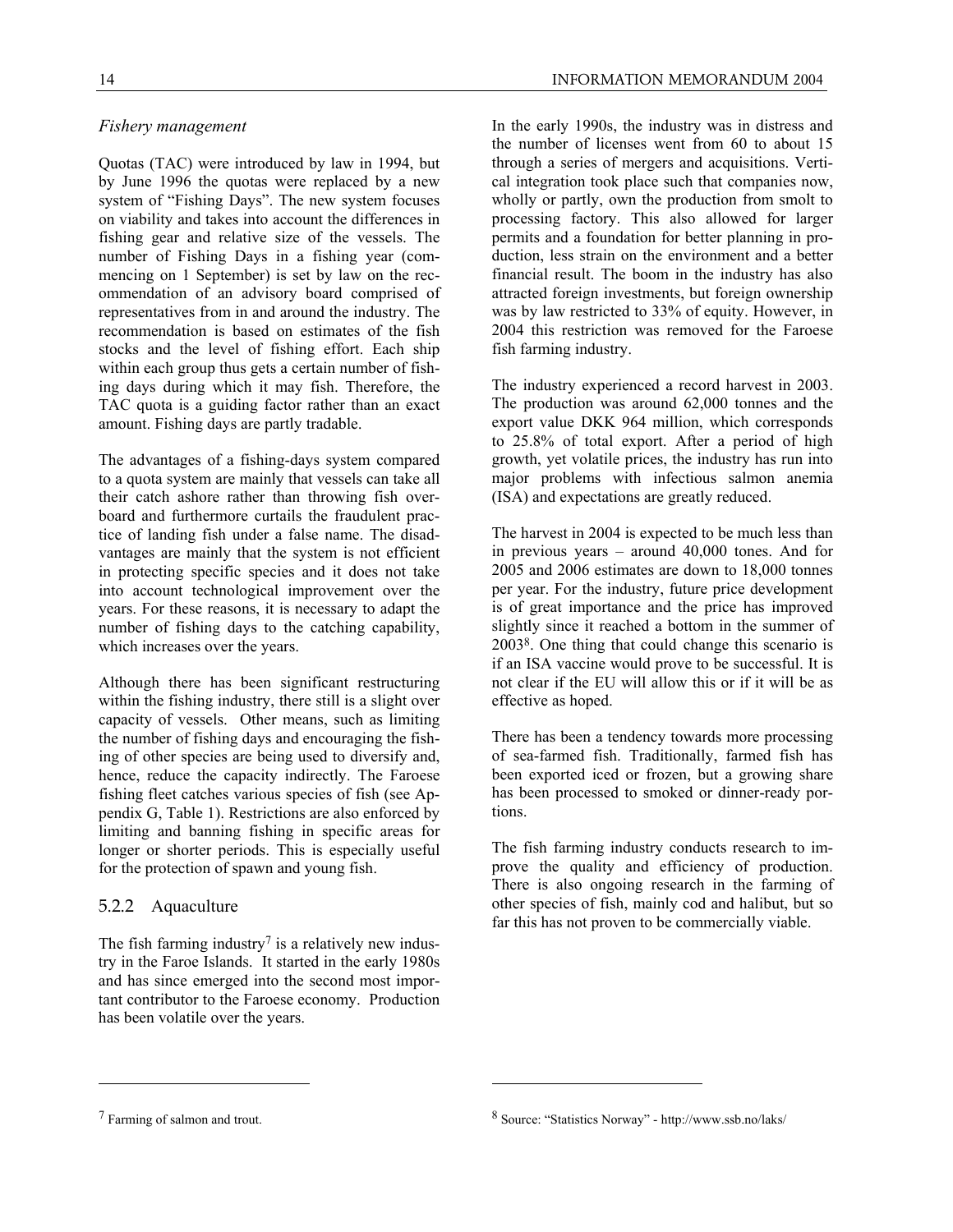*Fishery management*

Quotas (TAC) were introduced by law in 1994, but by June 1996 the quotas were replaced by a new system of "Fishing Days". The new system focuses on viability and takes into account the differences in fishing gear and relative size of the vessels. The number of Fishing Days in a fishing year (commencing on 1 September) is set by law on the recommendation of an advisory board comprised of representatives from in and around the industry. The recommendation is based on estimates of the fish stocks and the level of fishing effort. Each ship within each group thus gets a certain number of fishing days during which it may fish. Therefore, the TAC quota is a guiding factor rather than an exact amount. Fishing days are partly tradable.

The advantages of a fishing-days system compared to a quota system are mainly that vessels can take all their catch ashore rather than throwing fish overboard and furthermore curtails the fraudulent practice of landing fish under a false name. The disadvantages are mainly that the system is not efficient in protecting specific species and it does not take into account technological improvement over the years. For these reasons, it is necessary to adapt the number of fishing days to the catching capability, which increases over the years.

Although there has been significant restructuring within the fishing industry, there still is a slight over capacity of vessels. Other means, such as limiting the number of fishing days and encouraging the fishing of other species are being used to diversify and, hence, reduce the capacity indirectly. The Faroese fishing fleet catches various species of fish (see Appendix G, Table 1). Restrictions are also enforced by limiting and banning fishing in specific areas for longer or shorter periods. This is especially useful for the protection of spawn and young fish.

### 5.2.2 Aquaculture

The fish farming industry[7] is a relatively new industry in the Faroe Islands. It started in the early 1980s and has since emerged into the second most important contributor to the Faroese economy. Production has been volatile over the years.

In the early 1990s, the industry was in distress and the number of licenses went from 60 to about 15 through a series of mergers and acquisitions. Vertical integration took place such that companies now, wholly or partly, own the production from smolt to processing factory. This also allowed for larger permits and a foundation for better planning in production, less strain on the environment and a better financial result. The boom in the industry has also attracted foreign investments, but foreign ownership was by law restricted to 33% of equity. However, in 2004 this restriction was removed for the Faroese fish farming industry.

The industry experienced a record harvest in 2003. The production was around 62,000 tonnes and the export value DKK 964 million, which corresponds to 25.8% of total export. After a period of high growth, yet volatile prices, the industry has run into major problems with infectious salmon anemia (ISA) and expectations are greatly reduced.

The harvest in 2004 is expected to be much less than in previous years – around 40,000 tones. And for 2005 and 2006 estimates are down to 18,000 tonnes per year. For the industry, future price development is of great importance and the price has improved slightly since it reached a bottom in the summer of 2003[8]. One thing that could change this scenario is if an ISA vaccine would prove to be successful. It is not clear if the EU will allow this or if it will be as effective as hoped.

There has been a tendency towards more processing of sea-farmed fish. Traditionally, farmed fish has been exported iced or frozen, but a growing share has been processed to smoked or dinner-ready portions.

The fish farming industry conducts research to improve the quality and efficiency of production. There is also ongoing research in the farming of other species of fish, mainly cod and halibut, but so far this has not proven to be commercially viable.

---

[7] Farming of salmon and trout.

[8] Source: "Statistics Norway" - http://www.ssb.no/laks/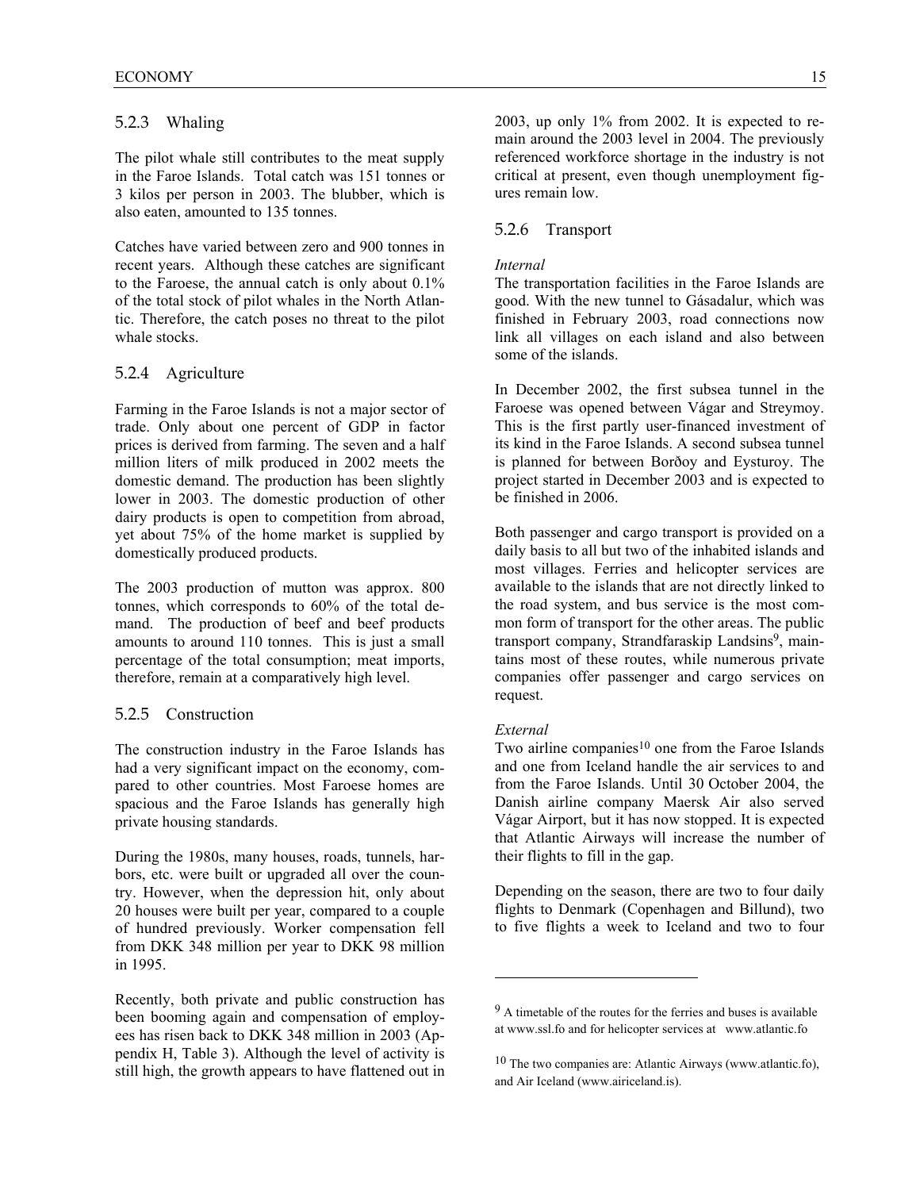### 5.2.3 Whaling

The pilot whale still contributes to the meat supply in the Faroe Islands. Total catch was 151 tonnes or 3 kilos per person in 2003. The blubber, which is also eaten, amounted to 135 tonnes.

Catches have varied between zero and 900 tonnes in recent years. Although these catches are significant to the Faroese, the annual catch is only about 0.1% of the total stock of pilot whales in the North Atlantic. Therefore, the catch poses no threat to the pilot whale stocks.

### 5.2.4 Agriculture

Farming in the Faroe Islands is not a major sector of trade. Only about one percent of GDP in factor prices is derived from farming. The seven and a half million liters of milk produced in 2002 meets the domestic demand. The production has been slightly lower in 2003. The domestic production of other dairy products is open to competition from abroad, yet about 75% of the home market is supplied by domestically produced products.

The 2003 production of mutton was approx. 800 tonnes, which corresponds to 60% of the total demand. The production of beef and beef products amounts to around 110 tonnes. This is just a small percentage of the total consumption; meat imports, therefore, remain at a comparatively high level.

### 5.2.5 Construction

The construction industry in the Faroe Islands has had a very significant impact on the economy, compared to other countries. Most Faroese homes are spacious and the Faroe Islands has generally high private housing standards.

During the 1980s, many houses, roads, tunnels, harbors, etc. were built or upgraded all over the country. However, when the depression hit, only about 20 houses were built per year, compared to a couple of hundred previously. Worker compensation fell from DKK 348 million per year to DKK 98 million in 1995.

Recently, both private and public construction has been booming again and compensation of employees has risen back to DKK 348 million in 2003 (Appendix H, Table 3). Although the level of activity is still high, the growth appears to have flattened out in 2003, up only 1% from 2002. It is expected to remain around the 2003 level in 2004. The previously referenced workforce shortage in the industry is not critical at present, even though unemployment figures remain low.

### 5.2.6 Transport

*Internal*

The transportation facilities in the Faroe Islands are good. With the new tunnel to Gásadalur, which was finished in February 2003, road connections now link all villages on each island and also between some of the islands.

In December 2002, the first subsea tunnel in the Faroese was opened between Vágar and Streymoy. This is the first partly user-financed investment of its kind in the Faroe Islands. A second subsea tunnel is planned for between Borðoy and Eysturoy. The project started in December 2003 and is expected to be finished in 2006.

Both passenger and cargo transport is provided on a daily basis to all but two of the inhabited islands and most villages. Ferries and helicopter services are available to the islands that are not directly linked to the road system, and bus service is the most common form of transport for the other areas. The public transport company, Strandfaraskip Landsins[9], maintains most of these routes, while numerous private companies offer passenger and cargo services on request.

*External*

Two airline companies[10] one from the Faroe Islands and one from Iceland handle the air services to and from the Faroe Islands. Until 30 October 2004, the Danish airline company Maersk Air also served Vágar Airport, but it has now stopped. It is expected that Atlantic Airways will increase the number of their flights to fill in the gap.

Depending on the season, there are two to four daily flights to Denmark (Copenhagen and Billund), two to five flights a week to Iceland and two to four

---

[9] A timetable of the routes for the ferries and buses is available at www.ssl.fo and for helicopter services at www.atlantic.fo

[10] The two companies are: Atlantic Airways (www.atlantic.fo), and Air Iceland (www.airiceland.is).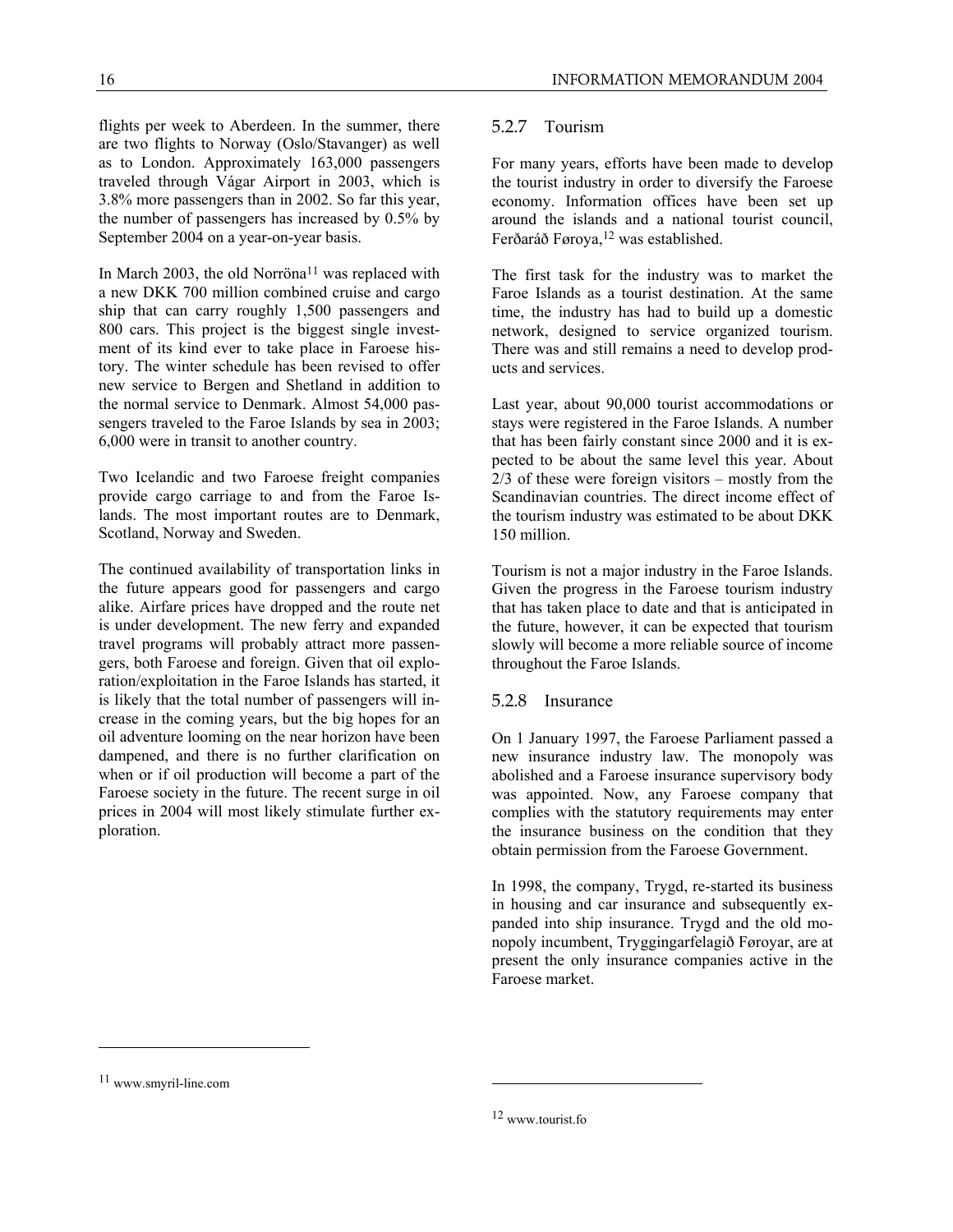flights per week to Aberdeen. In the summer, there are two flights to Norway (Oslo/Stavanger) as well as to London. Approximately 163,000 passengers traveled through Vágar Airport in 2003, which is 3.8% more passengers than in 2002. So far this year, the number of passengers has increased by 0.5% by September 2004 on a year-on-year basis.

In March 2003, the old Norröna[11] was replaced with a new DKK 700 million combined cruise and cargo ship that can carry roughly 1,500 passengers and 800 cars. This project is the biggest single investment of its kind ever to take place in Faroese history. The winter schedule has been revised to offer new service to Bergen and Shetland in addition to the normal service to Denmark. Almost 54,000 passengers traveled to the Faroe Islands by sea in 2003; 6,000 were in transit to another country.

Two Icelandic and two Faroese freight companies provide cargo carriage to and from the Faroe Islands. The most important routes are to Denmark, Scotland, Norway and Sweden.

The continued availability of transportation links in the future appears good for passengers and cargo alike. Airfare prices have dropped and the route net is under development. The new ferry and expanded travel programs will probably attract more passengers, both Faroese and foreign. Given that oil exploration/exploitation in the Faroe Islands has started, it is likely that the total number of passengers will increase in the coming years, but the big hopes for an oil adventure looming on the near horizon have been dampened, and there is no further clarification on when or if oil production will become a part of the Faroese society in the future. The recent surge in oil prices in 2004 will most likely stimulate further exploration.

### 5.2.7 Tourism

For many years, efforts have been made to develop the tourist industry in order to diversify the Faroese economy. Information offices have been set up around the islands and a national tourist council, Ferðaráð Føroya,[12] was established.

The first task for the industry was to market the Faroe Islands as a tourist destination. At the same time, the industry has had to build up a domestic network, designed to service organized tourism. There was and still remains a need to develop products and services.

Last year, about 90,000 tourist accommodations or stays were registered in the Faroe Islands. A number that has been fairly constant since 2000 and it is expected to be about the same level this year. About 2/3 of these were foreign visitors – mostly from the Scandinavian countries. The direct income effect of the tourism industry was estimated to be about DKK 150 million.

Tourism is not a major industry in the Faroe Islands. Given the progress in the Faroese tourism industry that has taken place to date and that is anticipated in the future, however, it can be expected that tourism slowly will become a more reliable source of income throughout the Faroe Islands.

### 5.2.8 Insurance

On 1 January 1997, the Faroese Parliament passed a new insurance industry law. The monopoly was abolished and a Faroese insurance supervisory body was appointed. Now, any Faroese company that complies with the statutory requirements may enter the insurance business on the condition that they obtain permission from the Faroese Government.

In 1998, the company, Trygd, re-started its business in housing and car insurance and subsequently expanded into ship insurance. Trygd and the old monopoly incumbent, Tryggingarfelagið Føroyar, are at present the only insurance companies active in the Faroese market.

---

[11] www.smyril-line.com

[12] www.tourist.fo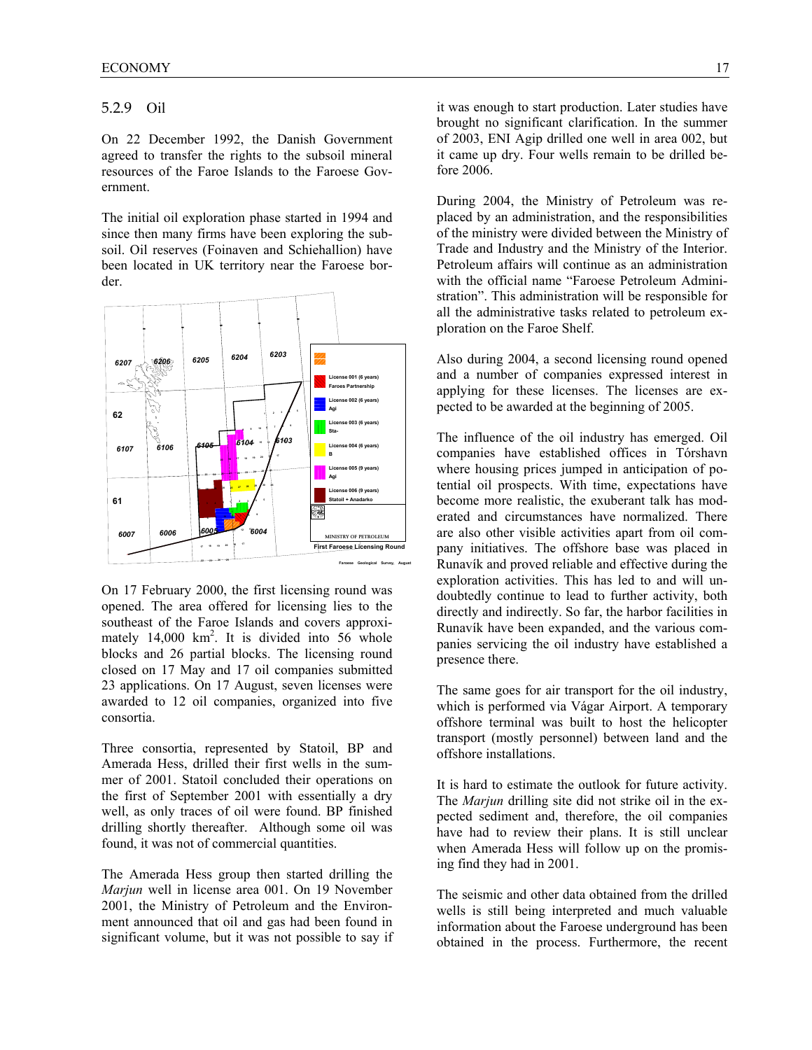### 5.2.9 Oil

On 22 December 1992, the Danish Government agreed to transfer the rights to the subsoil mineral resources of the Faroe Islands to the Faroese Government.

The initial oil exploration phase started in 1994 and since then many firms have been exploring the subsoil. Oil reserves (Foinaven and Schiehallion) have been located in UK territory near the Faroese border.

On 17 February 2000, the first licensing round was opened. The area offered for licensing lies to the southeast of the Faroe Islands and covers approximately 14,000 km$^2$. It is divided into 56 whole blocks and 26 partial blocks. The licensing round closed on 17 May and 17 oil companies submitted 23 applications. On 17 August, seven licenses were awarded to 12 oil companies, organized into five consortia.

Three consortia, represented by Statoil, BP and Amerada Hess, drilled their first wells in the summer of 2001. Statoil concluded their operations on the first of September 2001 with essentially a dry well, as only traces of oil were found. BP finished drilling shortly thereafter. Although some oil was found, it was not of commercial quantities.

The Amerada Hess group then started drilling the *Marjun* well in license area 001. On 19 November 2001, the Ministry of Petroleum and the Environment announced that oil and gas had been found in significant volume, but it was not possible to say if it was enough to start production. Later studies have brought no significant clarification. In the summer of 2003, ENI Agip drilled one well in area 002, but it came up dry. Four wells remain to be drilled before 2006.

During 2004, the Ministry of Petroleum was replaced by an administration, and the responsibilities of the ministry were divided between the Ministry of Trade and Industry and the Ministry of the Interior. Petroleum affairs will continue as an administration with the official name "Faroese Petroleum Administration". This administration will be responsible for all the administrative tasks related to petroleum exploration on the Faroe Shelf.

Also during 2004, a second licensing round opened and a number of companies expressed interest in applying for these licenses. The licenses are expected to be awarded at the beginning of 2005.

The influence of the oil industry has emerged. Oil companies have established offices in Tórshavn where housing prices jumped in anticipation of potential oil prospects. With time, expectations have become more realistic, the exuberant talk has moderated and circumstances have normalized. There are also other visible activities apart from oil company initiatives. The offshore base was placed in Runavík and proved reliable and effective during the exploration activities. This has led to and will undoubtedly continue to lead to further activity, both directly and indirectly. So far, the harbor facilities in Runavík have been expanded, and the various companies servicing the oil industry have established a presence there.

The same goes for air transport for the oil industry, which is performed via Vágar Airport. A temporary offshore terminal was built to host the helicopter transport (mostly personnel) between land and the offshore installations.

It is hard to estimate the outlook for future activity. The *Marjun* drilling site did not strike oil in the expected sediment and, therefore, the oil companies have had to review their plans. It is still unclear when Amerada Hess will follow up on the promising find they had in 2001.

The seismic and other data obtained from the drilled wells is still being interpreted and much valuable information about the Faroese underground has been obtained in the process. Furthermore, the recent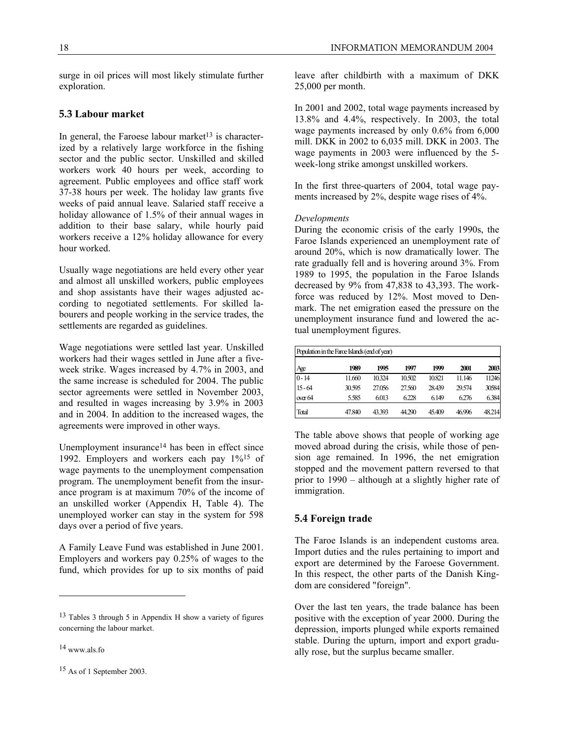surge in oil prices will most likely stimulate further exploration.

## 5.3 Labour market

In general, the Faroese labour market[13] is characterized by a relatively large workforce in the fishing sector and the public sector. Unskilled and skilled workers work 40 hours per week, according to agreement. Public employees and office staff work 37-38 hours per week. The holiday law grants five weeks of paid annual leave. Salaried staff receive a holiday allowance of 1.5% of their annual wages in addition to their base salary, while hourly paid workers receive a 12% holiday allowance for every hour worked.

Usually wage negotiations are held every other year and almost all unskilled workers, public employees and shop assistants have their wages adjusted according to negotiated settlements. For skilled labourers and people working in the service trades, the settlements are regarded as guidelines.

Wage negotiations were settled last year. Unskilled workers had their wages settled in June after a five-week strike. Wages increased by 4.7% in 2003, and the same increase is scheduled for 2004. The public sector agreements were settled in November 2003, and resulted in wages increasing by 3.9% in 2003 and in 2004. In addition to the increased wages, the agreements were improved in other ways.

Unemployment insurance[14] has been in effect since 1992. Employers and workers each pay 1%[15] of wage payments to the unemployment compensation program. The unemployment benefit from the insurance program is at maximum 70% of the income of an unskilled worker (Appendix H, Table 4). The unemployed worker can stay in the system for 598 days over a period of five years.

A Family Leave Fund was established in June 2001. Employers and workers pay 0.25% of wages to the fund, which provides for up to six months of paid leave after childbirth with a maximum of DKK 25,000 per month.

In 2001 and 2002, total wage payments increased by 13.8% and 4.4%, respectively. In 2003, the total wage payments increased by only 0.6% from 6,000 mill. DKK in 2002 to 6,035 mill. DKK in 2003. The wage payments in 2003 were influenced by the 5-week-long strike amongst unskilled workers.

In the first three-quarters of 2004, total wage payments increased by 2%, despite wage rises of 4%.

*Developments*

During the economic crisis of the early 1990s, the Faroe Islands experienced an unemployment rate of around 20%, which is now dramatically lower. The rate gradually fell and is hovering around 3%. From 1989 to 1995, the population in the Faroe Islands decreased by 9% from 47,838 to 43,393. The workforce was reduced by 12%. Most moved to Denmark. The net emigration eased the pressure on the unemployment insurance fund and lowered the actual unemployment figures.

| Population in the Faroe Islands (end of year) | | | | | | |
|---|---|---|---|---|---|---|
| Age | 1989 | 1995 | 1997 | 1999 | 2001 | 2003 |
| 0 - 14 | 11.660 | 10.324 | 10.502 | 10.821 | 11.146 | 11246 |
| 15 - 64 | 30.595 | 27.056 | 27.560 | 28.439 | 29.574 | 30584 |
| over 64 | 5.585 | 6.013 | 6.228 | 6.149 | 6.276 | 6.384 |
| Total | 47.840 | 43.393 | 44.290 | 45.409 | 46.996 | 48.214 |

The table above shows that people of working age moved abroad during the crisis, while those of pension age remained. In 1996, the net emigration stopped and the movement pattern reversed to that prior to 1990 – although at a slightly higher rate of immigration.

## 5.4 Foreign trade

The Faroe Islands is an independent customs area. Import duties and the rules pertaining to import and export are determined by the Faroese Government. In this respect, the other parts of the Danish Kingdom are considered "foreign".

Over the last ten years, the trade balance has been positive with the exception of year 2000. During the depression, imports plunged while exports remained stable. During the upturn, import and export gradually rose, but the surplus became smaller.

---

[13] Tables 3 through 5 in Appendix H show a variety of figures concerning the labour market.

[14] www.als.fo

[15] As of 1 September 2003.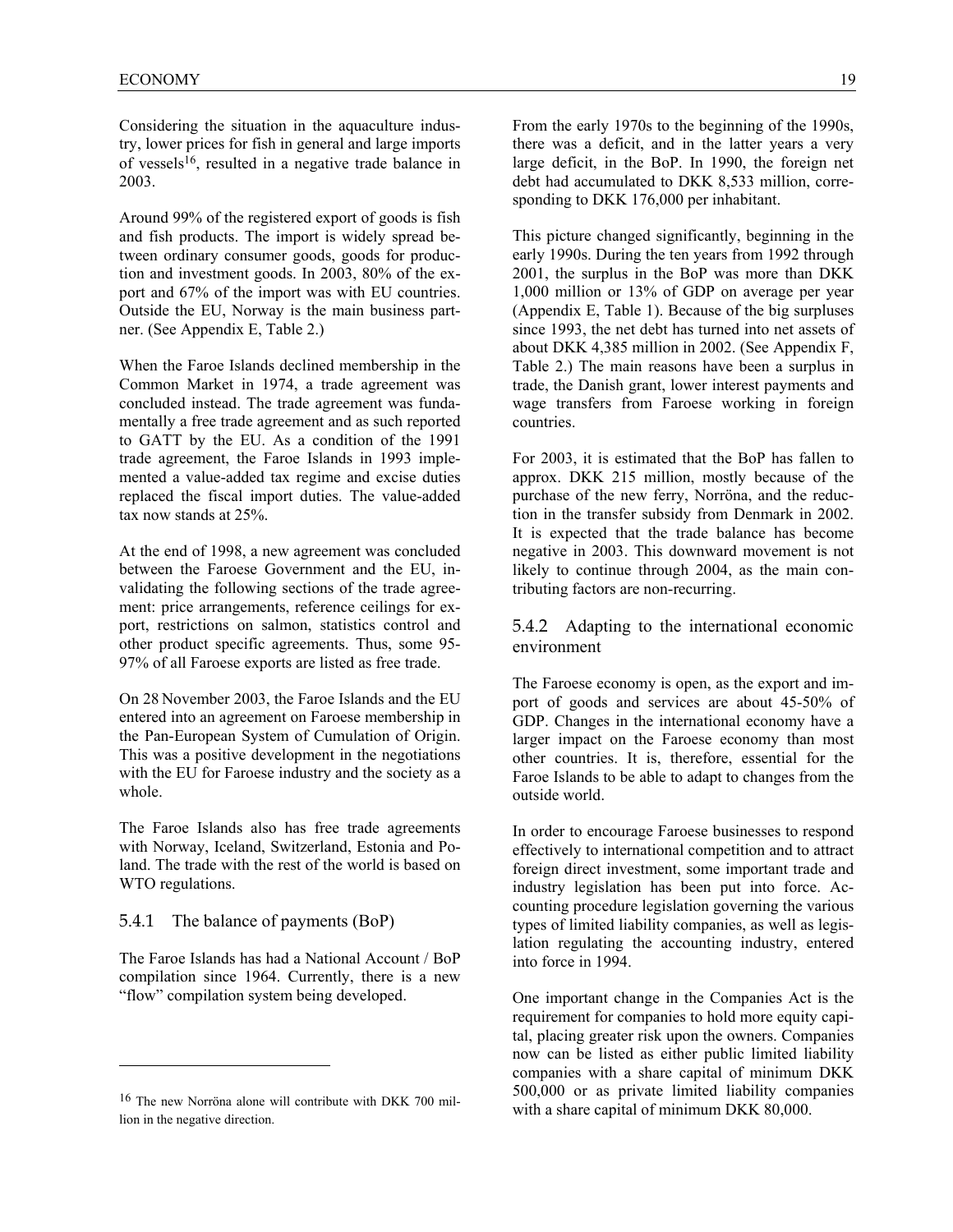Considering the situation in the aquaculture industry, lower prices for fish in general and large imports of vessels[16], resulted in a negative trade balance in 2003.

Around 99% of the registered export of goods is fish and fish products. The import is widely spread between ordinary consumer goods, goods for production and investment goods. In 2003, 80% of the export and 67% of the import was with EU countries. Outside the EU, Norway is the main business partner. (See Appendix E, Table 2.)

When the Faroe Islands declined membership in the Common Market in 1974, a trade agreement was concluded instead. The trade agreement was fundamentally a free trade agreement and as such reported to GATT by the EU. As a condition of the 1991 trade agreement, the Faroe Islands in 1993 implemented a value-added tax regime and excise duties replaced the fiscal import duties. The value-added tax now stands at 25%.

At the end of 1998, a new agreement was concluded between the Faroese Government and the EU, invalidating the following sections of the trade agreement: price arrangements, reference ceilings for export, restrictions on salmon, statistics control and other product specific agreements. Thus, some 95-97% of all Faroese exports are listed as free trade.

On 28 November 2003, the Faroe Islands and the EU entered into an agreement on Faroese membership in the Pan-European System of Cumulation of Origin. This was a positive development in the negotiations with the EU for Faroese industry and the society as a whole.

The Faroe Islands also has free trade agreements with Norway, Iceland, Switzerland, Estonia and Poland. The trade with the rest of the world is based on WTO regulations.

### 5.4.1 The balance of payments (BoP)

The Faroe Islands has had a National Account / BoP compilation since 1964. Currently, there is a new "flow" compilation system being developed.

[16] The new Norröna alone will contribute with DKK 700 million in the negative direction.

From the early 1970s to the beginning of the 1990s, there was a deficit, and in the latter years a very large deficit, in the BoP. In 1990, the foreign net debt had accumulated to DKK 8,533 million, corresponding to DKK 176,000 per inhabitant.

This picture changed significantly, beginning in the early 1990s. During the ten years from 1992 through 2001, the surplus in the BoP was more than DKK 1,000 million or 13% of GDP on average per year (Appendix E, Table 1). Because of the big surpluses since 1993, the net debt has turned into net assets of about DKK 4,385 million in 2002. (See Appendix F, Table 2.) The main reasons have been a surplus in trade, the Danish grant, lower interest payments and wage transfers from Faroese working in foreign countries.

For 2003, it is estimated that the BoP has fallen to approx. DKK 215 million, mostly because of the purchase of the new ferry, Norröna, and the reduction in the transfer subsidy from Denmark in 2002. It is expected that the trade balance has become negative in 2003. This downward movement is not likely to continue through 2004, as the main contributing factors are non-recurring.

### 5.4.2 Adapting to the international economic environment

The Faroese economy is open, as the export and import of goods and services are about 45-50% of GDP. Changes in the international economy have a larger impact on the Faroese economy than most other countries. It is, therefore, essential for the Faroe Islands to be able to adapt to changes from the outside world.

In order to encourage Faroese businesses to respond effectively to international competition and to attract foreign direct investment, some important trade and industry legislation has been put into force. Accounting procedure legislation governing the various types of limited liability companies, as well as legislation regulating the accounting industry, entered into force in 1994.

One important change in the Companies Act is the requirement for companies to hold more equity capital, placing greater risk upon the owners. Companies now can be listed as either public limited liability companies with a share capital of minimum DKK 500,000 or as private limited liability companies with a share capital of minimum DKK 80,000.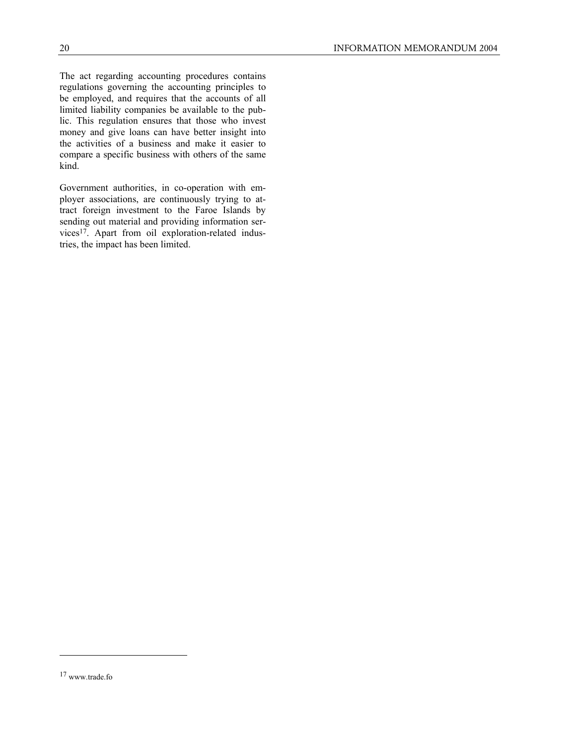The act regarding accounting procedures contains regulations governing the accounting principles to be employed, and requires that the accounts of all limited liability companies be available to the public. This regulation ensures that those who invest money and give loans can have better insight into the activities of a business and make it easier to compare a specific business with others of the same kind.

Government authorities, in co-operation with employer associations, are continuously trying to attract foreign investment to the Faroe Islands by sending out material and providing information services[17]. Apart from oil exploration-related industries, the impact has been limited.

---

[17] www.trade.fo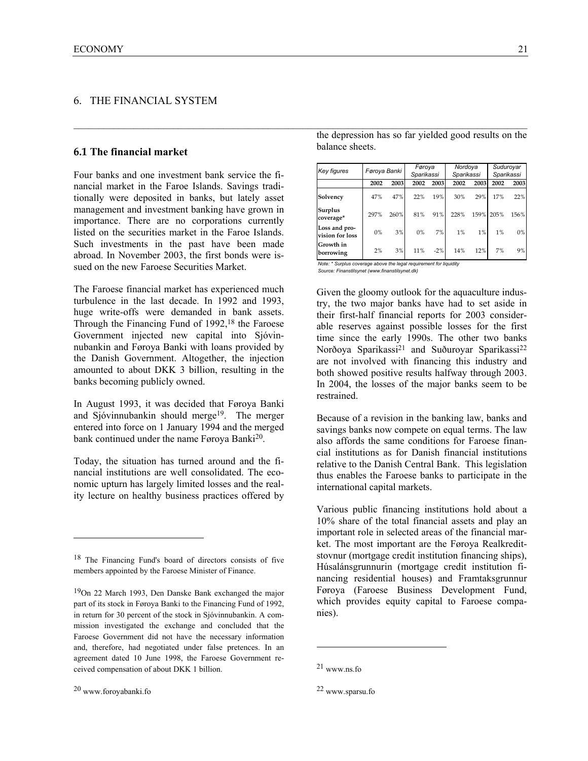# 6. THE FINANCIAL SYSTEM

## 6.1 The financial market

Four banks and one investment bank service the financial market in the Faroe Islands. Savings traditionally were deposited in banks, but lately asset management and investment banking have grown in importance. There are no corporations currently listed on the securities market in the Faroe Islands. Such investments in the past have been made abroad. In November 2003, the first bonds were issued on the new Faroese Securities Market.

The Faroese financial market has experienced much turbulence in the last decade. In 1992 and 1993, huge write-offs were demanded in bank assets. Through the Financing Fund of 1992,[18] the Faroese Government injected new capital into Sjóvinnubankin and Føroya Banki with loans provided by the Danish Government. Altogether, the injection amounted to about DKK 3 billion, resulting in the banks becoming publicly owned.

In August 1993, it was decided that Føroya Banki and Sjóvinnubankin should merge[19]. The merger entered into force on 1 January 1994 and the merged bank continued under the name Føroya Banki[20].

Today, the situation has turned around and the financial institutions are well consolidated. The economic upturn has largely limited losses and the reality lecture on healthy business practices offered by the depression has so far yielded good results on the balance sheets.

| *Key figures* | *Føroya Banki* | | *Føroya Sparikassi* | | *Nordoya Sparikassi* | | *Suduroyar Sparikassi* | |
|---|---|---|---|---|---|---|---|---|
| | **2002** | **2003** | **2002** | **2003** | **2002** | **2003** | **2002** | **2003** |
| **Solvency** | 47% | 47% | 22% | 19% | 30% | 29% | 17% | 22% |
| **Surplus coverage*** | 297% | 260% | 81% | 91% | 228% | 159% | 205% | 156% |
| **Loss and provision for loss** | 0% | 3% | 0% | 7% | 1% | 1% | 1% | 0% |
| **Growth in borrowing** | 2% | 3% | 11% | -2% | 14% | 12% | 7% | 9% |

*Note: * Surplus coverage above the legal requirement for liquidity*
*Source: Finanstilsynet (www.finanstilsynet.dk)*

Given the gloomy outlook for the aquaculture industry, the two major banks have had to set aside in their first-half financial reports for 2003 considerable reserves against possible losses for the first time since the early 1990s. The other two banks Norðoya Sparikassi[21] and Suðuroyar Sparikassi[22] are not involved with financing this industry and both showed positive results halfway through 2003. In 2004, the losses of the major banks seem to be restrained.

Because of a revision in the banking law, banks and savings banks now compete on equal terms. The law also affords the same conditions for Faroese financial institutions as for Danish financial institutions relative to the Danish Central Bank. This legislation thus enables the Faroese banks to participate in the international capital markets.

Various public financing institutions hold about a 10% share of the total financial assets and play an important role in selected areas of the financial market. The most important are the Føroya Realkreditstovnur (mortgage credit institution financing ships), Húsalánsgrunnurin (mortgage credit institution financing residential houses) and Framtaksgrunnur Føroya (Faroese Business Development Fund, which provides equity capital to Faroese companies).

---

[18] The Financing Fund's board of directors consists of five members appointed by the Faroese Minister of Finance.

[19] On 22 March 1993, Den Danske Bank exchanged the major part of its stock in Føroya Banki to the Financing Fund of 1992, in return for 30 percent of the stock in Sjóvinnubankin. A commission investigated the exchange and concluded that the Faroese Government did not have the necessary information and, therefore, had negotiated under false pretences. In an agreement dated 10 June 1998, the Faroese Government received compensation of about DKK 1 billion.

[20] www.foroyabanki.fo

[21] www.ns.fo

[22] www.sparsu.fo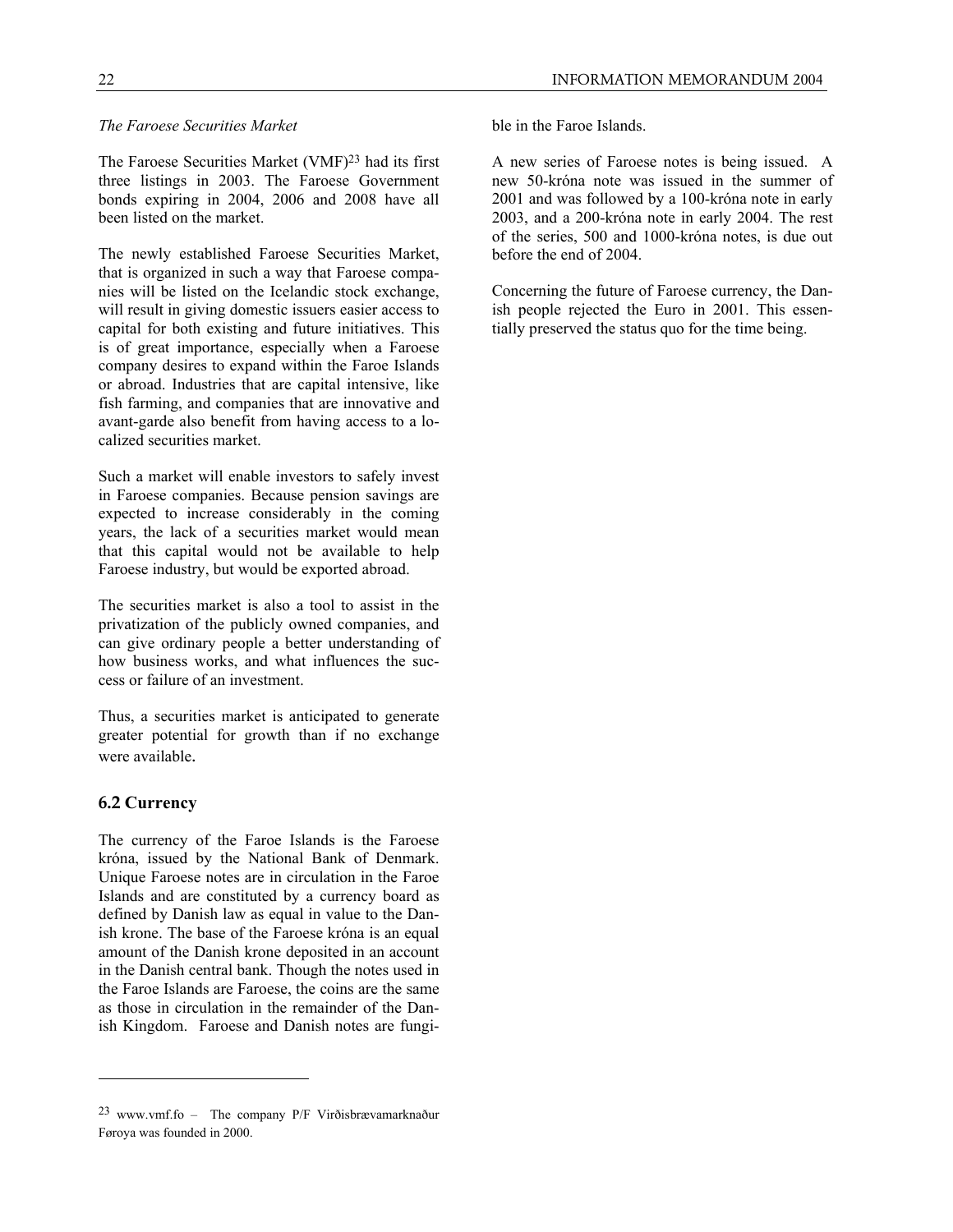*The Faroese Securities Market*

The Faroese Securities Market (VMF)[23] had its first three listings in 2003. The Faroese Government bonds expiring in 2004, 2006 and 2008 have all been listed on the market.

The newly established Faroese Securities Market, that is organized in such a way that Faroese companies will be listed on the Icelandic stock exchange, will result in giving domestic issuers easier access to capital for both existing and future initiatives. This is of great importance, especially when a Faroese company desires to expand within the Faroe Islands or abroad. Industries that are capital intensive, like fish farming, and companies that are innovative and avant-garde also benefit from having access to a localized securities market.

Such a market will enable investors to safely invest in Faroese companies. Because pension savings are expected to increase considerably in the coming years, the lack of a securities market would mean that this capital would not be available to help Faroese industry, but would be exported abroad.

The securities market is also a tool to assist in the privatization of the publicly owned companies, and can give ordinary people a better understanding of how business works, and what influences the success or failure of an investment.

Thus, a securities market is anticipated to generate greater potential for growth than if no exchange were available.

## 6.2 Currency

The currency of the Faroe Islands is the Faroese króna, issued by the National Bank of Denmark. Unique Faroese notes are in circulation in the Faroe Islands and are constituted by a currency board as defined by Danish law as equal in value to the Danish krone. The base of the Faroese króna is an equal amount of the Danish krone deposited in an account in the Danish central bank. Though the notes used in the Faroe Islands are Faroese, the coins are the same as those in circulation in the remainder of the Danish Kingdom. Faroese and Danish notes are fungible in the Faroe Islands.

A new series of Faroese notes is being issued. A new 50-króna note was issued in the summer of 2001 and was followed by a 100-króna note in early 2003, and a 200-króna note in early 2004. The rest of the series, 500 and 1000-króna notes, is due out before the end of 2004.

Concerning the future of Faroese currency, the Danish people rejected the Euro in 2001. This essentially preserved the status quo for the time being.

---

[23] www.vmf.fo – The company P/F Virðisbrævamarknaður Føroya was founded in 2000.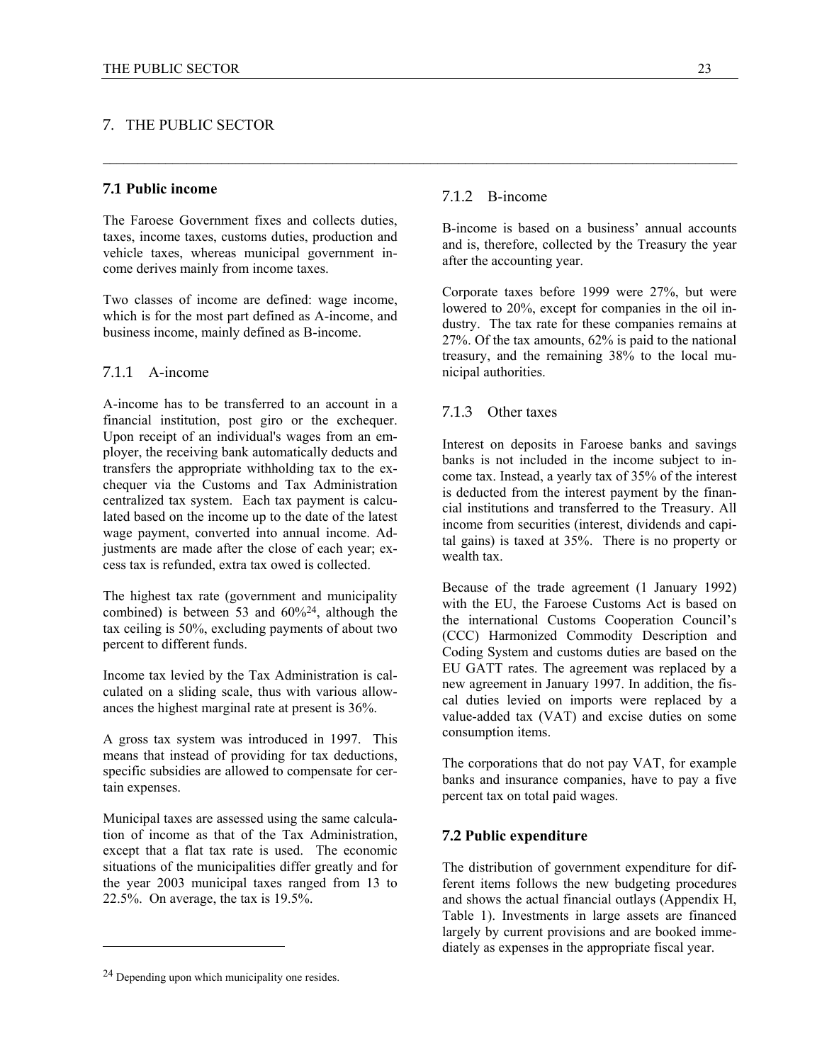# 7. THE PUBLIC SECTOR

## 7.1 Public income

The Faroese Government fixes and collects duties, taxes, income taxes, customs duties, production and vehicle taxes, whereas municipal government income derives mainly from income taxes.

Two classes of income are defined: wage income, which is for the most part defined as A-income, and business income, mainly defined as B-income.

### 7.1.1 A-income

A-income has to be transferred to an account in a financial institution, post giro or the exchequer. Upon receipt of an individual's wages from an employer, the receiving bank automatically deducts and transfers the appropriate withholding tax to the exchequer via the Customs and Tax Administration centralized tax system. Each tax payment is calculated based on the income up to the date of the latest wage payment, converted into annual income. Adjustments are made after the close of each year; excess tax is refunded, extra tax owed is collected.

The highest tax rate (government and municipality combined) is between 53 and 60%[24], although the tax ceiling is 50%, excluding payments of about two percent to different funds.

Income tax levied by the Tax Administration is calculated on a sliding scale, thus with various allowances the highest marginal rate at present is 36%.

A gross tax system was introduced in 1997. This means that instead of providing for tax deductions, specific subsidies are allowed to compensate for certain expenses.

Municipal taxes are assessed using the same calculation of income as that of the Tax Administration, except that a flat tax rate is used. The economic situations of the municipalities differ greatly and for the year 2003 municipal taxes ranged from 13 to 22.5%. On average, the tax is 19.5%.

[24] Depending upon which municipality one resides.

### 7.1.2 B-income

B-income is based on a business' annual accounts and is, therefore, collected by the Treasury the year after the accounting year.

Corporate taxes before 1999 were 27%, but were lowered to 20%, except for companies in the oil industry. The tax rate for these companies remains at 27%. Of the tax amounts, 62% is paid to the national treasury, and the remaining 38% to the local municipal authorities.

### 7.1.3 Other taxes

Interest on deposits in Faroese banks and savings banks is not included in the income subject to income tax. Instead, a yearly tax of 35% of the interest is deducted from the interest payment by the financial institutions and transferred to the Treasury. All income from securities (interest, dividends and capital gains) is taxed at 35%. There is no property or wealth tax.

Because of the trade agreement (1 January 1992) with the EU, the Faroese Customs Act is based on the international Customs Cooperation Council's (CCC) Harmonized Commodity Description and Coding System and customs duties are based on the EU GATT rates. The agreement was replaced by a new agreement in January 1997. In addition, the fiscal duties levied on imports were replaced by a value-added tax (VAT) and excise duties on some consumption items.

The corporations that do not pay VAT, for example banks and insurance companies, have to pay a five percent tax on total paid wages.

## 7.2 Public expenditure

The distribution of government expenditure for different items follows the new budgeting procedures and shows the actual financial outlays (Appendix H, Table 1). Investments in large assets are financed largely by current provisions and are booked immediately as expenses in the appropriate fiscal year.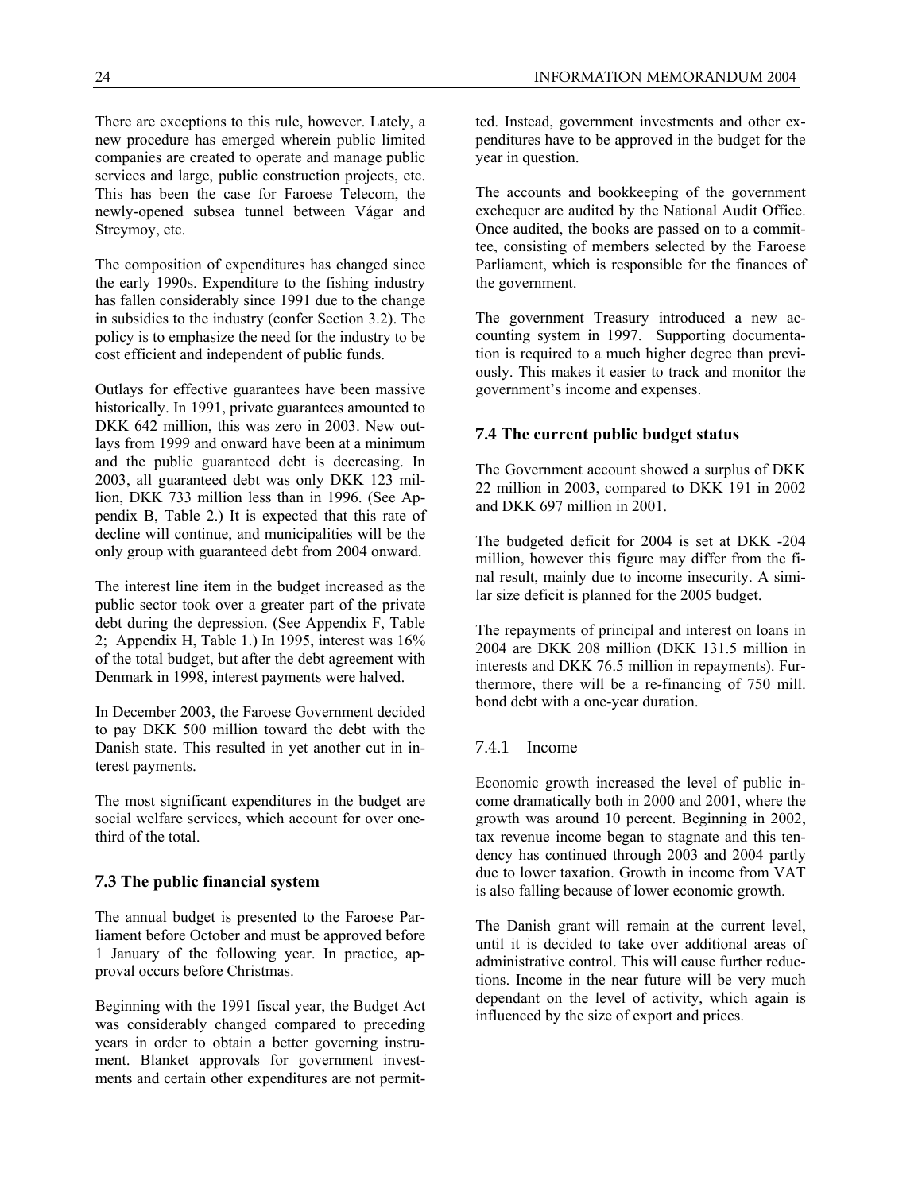There are exceptions to this rule, however. Lately, a new procedure has emerged wherein public limited companies are created to operate and manage public services and large, public construction projects, etc. This has been the case for Faroese Telecom, the newly-opened subsea tunnel between Vágar and Streymoy, etc.

The composition of expenditures has changed since the early 1990s. Expenditure to the fishing industry has fallen considerably since 1991 due to the change in subsidies to the industry (confer Section 3.2). The policy is to emphasize the need for the industry to be cost efficient and independent of public funds.

Outlays for effective guarantees have been massive historically. In 1991, private guarantees amounted to DKK 642 million, this was zero in 2003. New outlays from 1999 and onward have been at a minimum and the public guaranteed debt is decreasing. In 2003, all guaranteed debt was only DKK 123 million, DKK 733 million less than in 1996. (See Appendix B, Table 2.) It is expected that this rate of decline will continue, and municipalities will be the only group with guaranteed debt from 2004 onward.

The interest line item in the budget increased as the public sector took over a greater part of the private debt during the depression. (See Appendix F, Table 2; Appendix H, Table 1.) In 1995, interest was 16% of the total budget, but after the debt agreement with Denmark in 1998, interest payments were halved.

In December 2003, the Faroese Government decided to pay DKK 500 million toward the debt with the Danish state. This resulted in yet another cut in interest payments.

The most significant expenditures in the budget are social welfare services, which account for over one-third of the total.

### 7.3 The public financial system

The annual budget is presented to the Faroese Parliament before October and must be approved before 1 January of the following year. In practice, approval occurs before Christmas.

Beginning with the 1991 fiscal year, the Budget Act was considerably changed compared to preceding years in order to obtain a better governing instrument. Blanket approvals for government investments and certain other expenditures are not permitted. Instead, government investments and other expenditures have to be approved in the budget for the year in question.

The accounts and bookkeeping of the government exchequer are audited by the National Audit Office. Once audited, the books are passed on to a committee, consisting of members selected by the Faroese Parliament, which is responsible for the finances of the government.

The government Treasury introduced a new accounting system in 1997. Supporting documentation is required to a much higher degree than previously. This makes it easier to track and monitor the government's income and expenses.

### 7.4 The current public budget status

The Government account showed a surplus of DKK 22 million in 2003, compared to DKK 191 in 2002 and DKK 697 million in 2001.

The budgeted deficit for 2004 is set at DKK -204 million, however this figure may differ from the final result, mainly due to income insecurity. A similar size deficit is planned for the 2005 budget.

The repayments of principal and interest on loans in 2004 are DKK 208 million (DKK 131.5 million in interests and DKK 76.5 million in repayments). Furthermore, there will be a re-financing of 750 mill. bond debt with a one-year duration.

#### 7.4.1 Income

Economic growth increased the level of public income dramatically both in 2000 and 2001, where the growth was around 10 percent. Beginning in 2002, tax revenue income began to stagnate and this tendency has continued through 2003 and 2004 partly due to lower taxation. Growth in income from VAT is also falling because of lower economic growth.

The Danish grant will remain at the current level, until it is decided to take over additional areas of administrative control. This will cause further reductions. Income in the near future will be very much dependant on the level of activity, which again is influenced by the size of export and prices.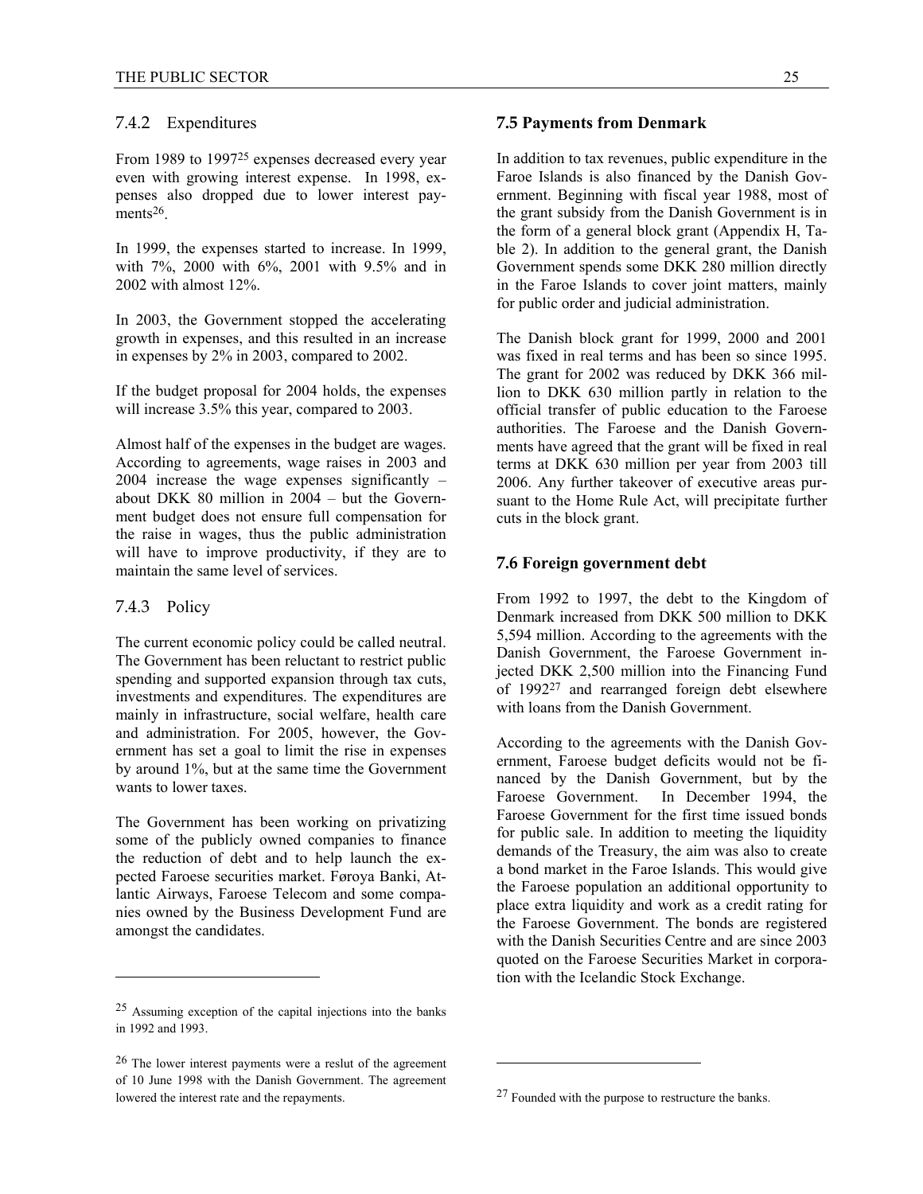### 7.4.2 Expenditures

From 1989 to 1997[25] expenses decreased every year even with growing interest expense. In 1998, expenses also dropped due to lower interest payments[26].

In 1999, the expenses started to increase. In 1999, with 7%, 2000 with 6%, 2001 with 9.5% and in 2002 with almost 12%.

In 2003, the Government stopped the accelerating growth in expenses, and this resulted in an increase in expenses by 2% in 2003, compared to 2002.

If the budget proposal for 2004 holds, the expenses will increase 3.5% this year, compared to 2003.

Almost half of the expenses in the budget are wages. According to agreements, wage raises in 2003 and 2004 increase the wage expenses significantly – about DKK 80 million in 2004 – but the Government budget does not ensure full compensation for the raise in wages, thus the public administration will have to improve productivity, if they are to maintain the same level of services.

### 7.4.3 Policy

The current economic policy could be called neutral. The Government has been reluctant to restrict public spending and supported expansion through tax cuts, investments and expenditures. The expenditures are mainly in infrastructure, social welfare, health care and administration. For 2005, however, the Government has set a goal to limit the rise in expenses by around 1%, but at the same time the Government wants to lower taxes.

The Government has been working on privatizing some of the publicly owned companies to finance the reduction of debt and to help launch the expected Faroese securities market. Føroya Banki, Atlantic Airways, Faroese Telecom and some companies owned by the Business Development Fund are amongst the candidates.

[25] Assuming exception of the capital injections into the banks in 1992 and 1993.

[26] The lower interest payments were a reslut of the agreement of 10 June 1998 with the Danish Government. The agreement lowered the interest rate and the repayments.

## 7.5 Payments from Denmark

In addition to tax revenues, public expenditure in the Faroe Islands is also financed by the Danish Government. Beginning with fiscal year 1988, most of the grant subsidy from the Danish Government is in the form of a general block grant (Appendix H, Table 2). In addition to the general grant, the Danish Government spends some DKK 280 million directly in the Faroe Islands to cover joint matters, mainly for public order and judicial administration.

The Danish block grant for 1999, 2000 and 2001 was fixed in real terms and has been so since 1995. The grant for 2002 was reduced by DKK 366 million to DKK 630 million partly in relation to the official transfer of public education to the Faroese authorities. The Faroese and the Danish Governments have agreed that the grant will be fixed in real terms at DKK 630 million per year from 2003 till 2006. Any further takeover of executive areas pursuant to the Home Rule Act, will precipitate further cuts in the block grant.

## 7.6 Foreign government debt

From 1992 to 1997, the debt to the Kingdom of Denmark increased from DKK 500 million to DKK 5,594 million. According to the agreements with the Danish Government, the Faroese Government injected DKK 2,500 million into the Financing Fund of 1992[27] and rearranged foreign debt elsewhere with loans from the Danish Government.

According to the agreements with the Danish Government, Faroese budget deficits would not be financed by the Danish Government, but by the Faroese Government. In December 1994, the Faroese Government for the first time issued bonds for public sale. In addition to meeting the liquidity demands of the Treasury, the aim was also to create a bond market in the Faroe Islands. This would give the Faroese population an additional opportunity to place extra liquidity and work as a credit rating for the Faroese Government. The bonds are registered with the Danish Securities Centre and are since 2003 quoted on the Faroese Securities Market in corporation with the Icelandic Stock Exchange.

[27] Founded with the purpose to restructure the banks.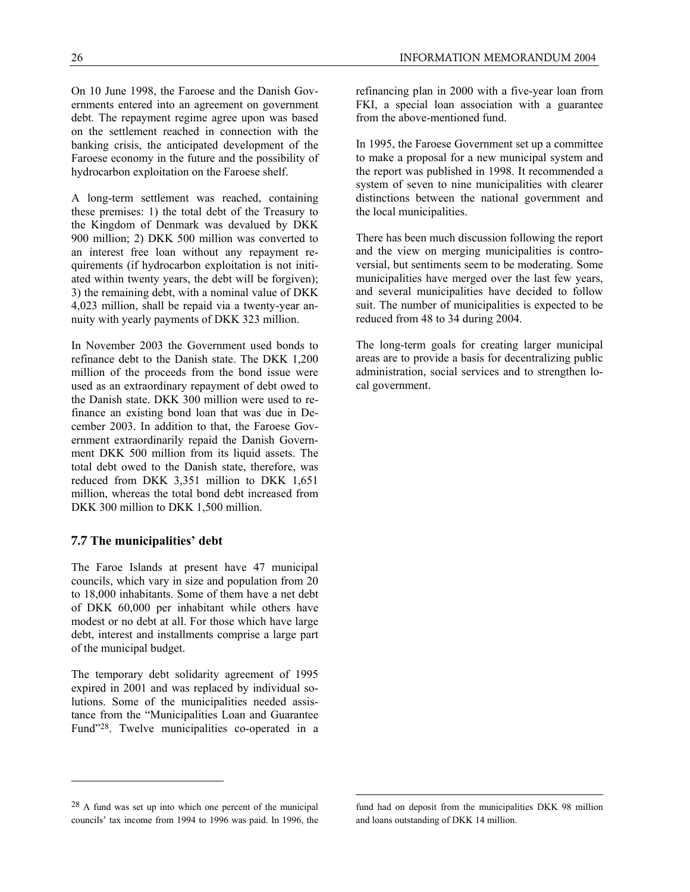On 10 June 1998, the Faroese and the Danish Governments entered into an agreement on government debt. The repayment regime agree upon was based on the settlement reached in connection with the banking crisis, the anticipated development of the Faroese economy in the future and the possibility of hydrocarbon exploitation on the Faroese shelf.

A long-term settlement was reached, containing these premises: 1) the total debt of the Treasury to the Kingdom of Denmark was devalued by DKK 900 million; 2) DKK 500 million was converted to an interest free loan without any repayment requirements (if hydrocarbon exploitation is not initiated within twenty years, the debt will be forgiven); 3) the remaining debt, with a nominal value of DKK 4,023 million, shall be repaid via a twenty-year annuity with yearly payments of DKK 323 million.

In November 2003 the Government used bonds to refinance debt to the Danish state. The DKK 1,200 million of the proceeds from the bond issue were used as an extraordinary repayment of debt owed to the Danish state. DKK 300 million were used to refinance an existing bond loan that was due in December 2003. In addition to that, the Faroese Government extraordinarily repaid the Danish Government DKK 500 million from its liquid assets. The total debt owed to the Danish state, therefore, was reduced from DKK 3,351 million to DKK 1,651 million, whereas the total bond debt increased from DKK 300 million to DKK 1,500 million.

### 7.7 The municipalities' debt

The Faroe Islands at present have 47 municipal councils, which vary in size and population from 20 to 18,000 inhabitants. Some of them have a net debt of DKK 60,000 per inhabitant while others have modest or no debt at all. For those which have large debt, interest and installments comprise a large part of the municipal budget.

The temporary debt solidarity agreement of 1995 expired in 2001 and was replaced by individual solutions. Some of the municipalities needed assistance from the "Municipalities Loan and Guarantee Fund"[28]. Twelve municipalities co-operated in a refinancing plan in 2000 with a five-year loan from FKI, a special loan association with a guarantee from the above-mentioned fund.

In 1995, the Faroese Government set up a committee to make a proposal for a new municipal system and the report was published in 1998. It recommended a system of seven to nine municipalities with clearer distinctions between the national government and the local municipalities.

There has been much discussion following the report and the view on merging municipalities is controversial, but sentiments seem to be moderating. Some municipalities have merged over the last few years, and several municipalities have decided to follow suit. The number of municipalities is expected to be reduced from 48 to 34 during 2004.

The long-term goals for creating larger municipal areas are to provide a basis for decentralizing public administration, social services and to strengthen local government.

---

[28] A fund was set up into which one percent of the municipal councils' tax income from 1994 to 1996 was paid. In 1996, the fund had on deposit from the municipalities DKK 98 million and loans outstanding of DKK 14 million.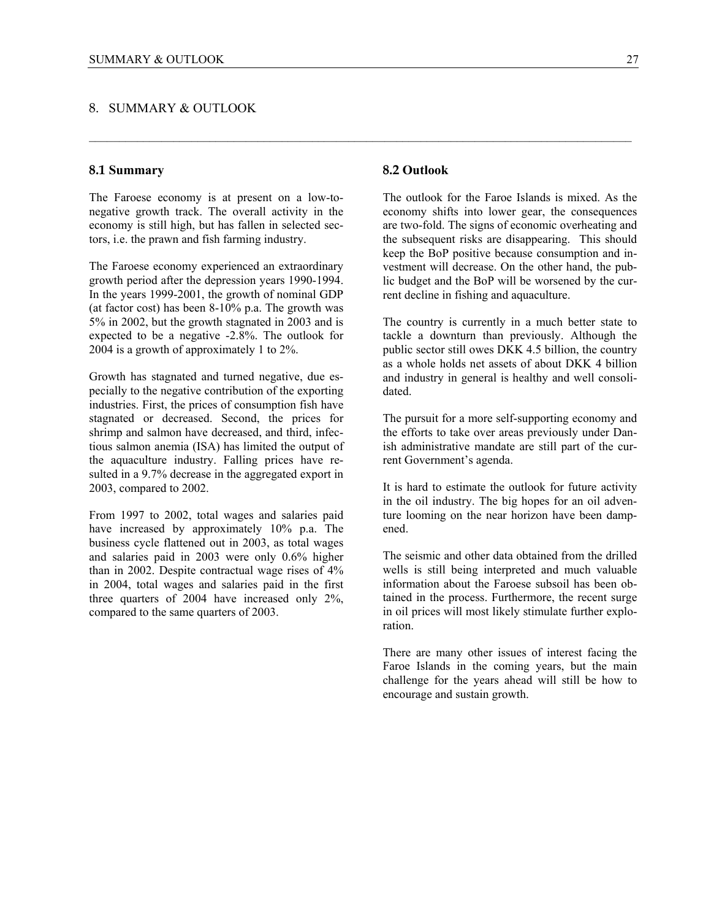# 8. SUMMARY & OUTLOOK

## 8.1 Summary

The Faroese economy is at present on a low-to-negative growth track. The overall activity in the economy is still high, but has fallen in selected sectors, i.e. the prawn and fish farming industry.

The Faroese economy experienced an extraordinary growth period after the depression years 1990-1994. In the years 1999-2001, the growth of nominal GDP (at factor cost) has been 8-10% p.a. The growth was 5% in 2002, but the growth stagnated in 2003 and is expected to be a negative -2.8%. The outlook for 2004 is a growth of approximately 1 to 2%.

Growth has stagnated and turned negative, due especially to the negative contribution of the exporting industries. First, the prices of consumption fish have stagnated or decreased. Second, the prices for shrimp and salmon have decreased, and third, infectious salmon anemia (ISA) has limited the output of the aquaculture industry. Falling prices have resulted in a 9.7% decrease in the aggregated export in 2003, compared to 2002.

From 1997 to 2002, total wages and salaries paid have increased by approximately 10% p.a. The business cycle flattened out in 2003, as total wages and salaries paid in 2003 were only 0.6% higher than in 2002. Despite contractual wage rises of 4% in 2004, total wages and salaries paid in the first three quarters of 2004 have increased only 2%, compared to the same quarters of 2003.

## 8.2 Outlook

The outlook for the Faroe Islands is mixed. As the economy shifts into lower gear, the consequences are two-fold. The signs of economic overheating and the subsequent risks are disappearing. This should keep the BoP positive because consumption and investment will decrease. On the other hand, the public budget and the BoP will be worsened by the current decline in fishing and aquaculture.

The country is currently in a much better state to tackle a downturn than previously. Although the public sector still owes DKK 4.5 billion, the country as a whole holds net assets of about DKK 4 billion and industry in general is healthy and well consolidated.

The pursuit for a more self-supporting economy and the efforts to take over areas previously under Danish administrative mandate are still part of the current Government's agenda.

It is hard to estimate the outlook for future activity in the oil industry. The big hopes for an oil adventure looming on the near horizon have been dampened.

The seismic and other data obtained from the drilled wells is still being interpreted and much valuable information about the Faroese subsoil has been obtained in the process. Furthermore, the recent surge in oil prices will most likely stimulate further exploration.

There are many other issues of interest facing the Faroe Islands in the coming years, but the main challenge for the years ahead will still be how to encourage and sustain growth.